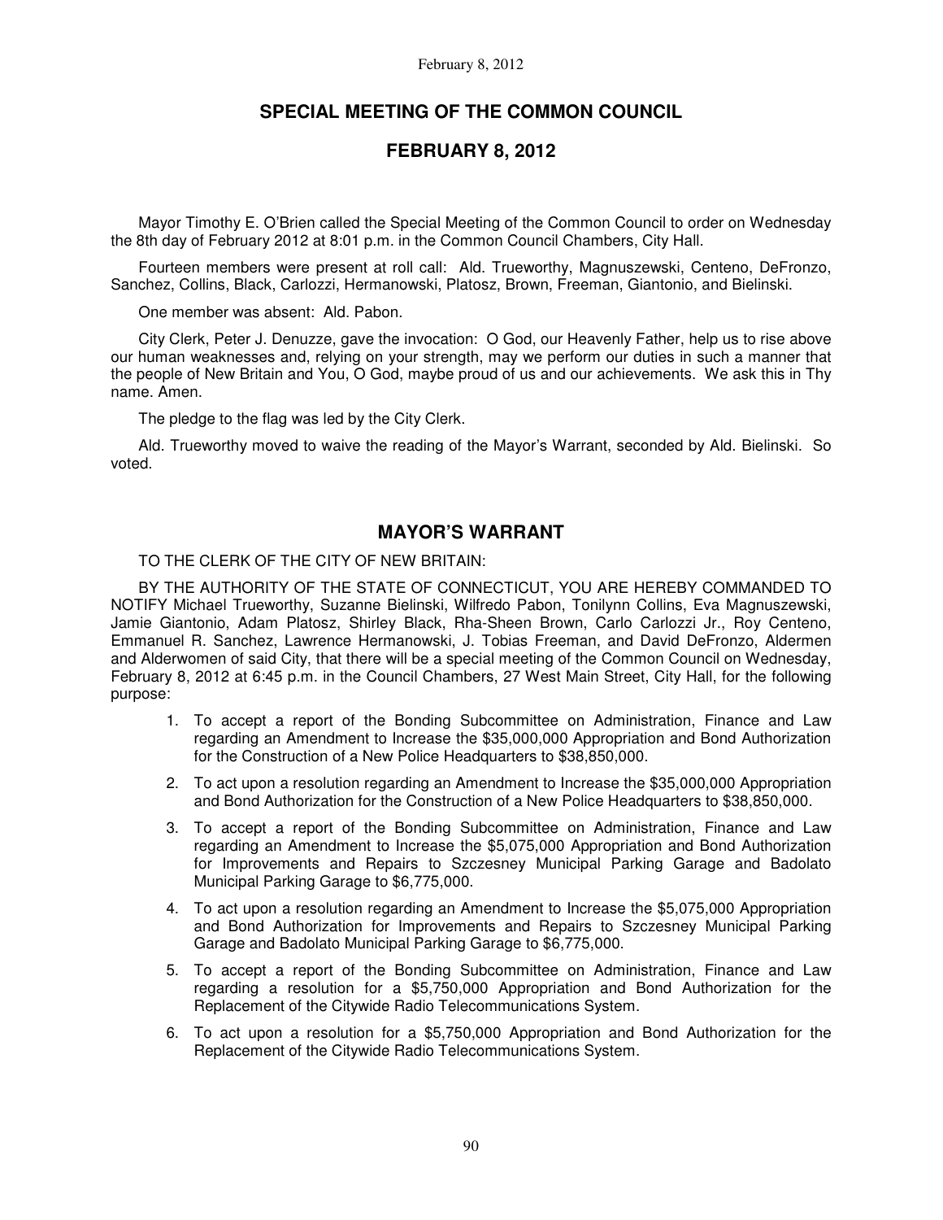# SPECIAL MEETING OF THE COMMON COUNCIL

## FEBRUARY 8, 2012

Mayor Timothy E. O'Brien called the Special Meeting of the Common Council to order on Wednesday the 8th day of February 2012 at 8:01 p.m. in the Common Council Chambers, City Hall.

Fourteen members were present at roll call: Ald. Trueworthy, Magnuszewski, Centeno, DeFronzo, Sanchez, Collins, Black, Carlozzi, Hermanowski, Platosz, Brown, Freeman, Giantonio, and Bielinski.

One member was absent: Ald. Pabon.

City Clerk, Peter J. Denuzze, gave the invocation: O God, our Heavenly Father, help us to rise above our human weaknesses and, relying on your strength, may we perform our duties in such a manner that the people of New Britain and You, O God, maybe proud of us and our achievements. We ask this in Thy name. Amen.

The pledge to the flag was led by the City Clerk.

Ald. Trueworthy moved to waive the reading of the Mayor's Warrant, seconded by Ald. Bielinski. So voted.

## MAYOR'S WARRANT

TO THE CLERK OF THE CITY OF NEW BRITAIN:

BY THE AUTHORITY OF THE STATE OF CONNECTICUT, YOU ARE HEREBY COMMANDED TO NOTIFY Michael Trueworthy, Suzanne Bielinski, Wilfredo Pabon, Tonilynn Collins, Eva Magnuszewski, Jamie Giantonio, Adam Platosz, Shirley Black, Rha-Sheen Brown, Carlo Carlozzi Jr., Roy Centeno, Emmanuel R. Sanchez, Lawrence Hermanowski, J. Tobias Freeman, and David DeFronzo, Aldermen and Alderwomen of said City, that there will be a special meeting of the Common Council on Wednesday, February 8, 2012 at 6:45 p.m. in the Council Chambers, 27 West Main Street, City Hall, for the following purpose:

1. To accept a report of the Bonding Subcommittee on Administration, Finance and Law regarding an Amendment to Increase the $35,000,000 Appropriation and Bond Authorization for the Construction of a New Police Headquarters to $38,850,000.
2. To act upon a resolution regarding an Amendment to Increase the $35,000,000 Appropriation and Bond Authorization for the Construction of a New Police Headquarters to $38,850,000.
3. To accept a report of the Bonding Subcommittee on Administration, Finance and Law regarding an Amendment to Increase the $5,075,000 Appropriation and Bond Authorization for Improvements and Repairs to Szczesney Municipal Parking Garage and Badolato Municipal Parking Garage to $6,775,000.
4. To act upon a resolution regarding an Amendment to Increase the $5,075,000 Appropriation and Bond Authorization for Improvements and Repairs to Szczesney Municipal Parking Garage and Badolato Municipal Parking Garage to $6,775,000.
5. To accept a report of the Bonding Subcommittee on Administration, Finance and Law regarding a resolution for a $5,750,000 Appropriation and Bond Authorization for the Replacement of the Citywide Radio Telecommunications System.
6. To act upon a resolution for a $5,750,000 Appropriation and Bond Authorization for the Replacement of the Citywide Radio Telecommunications System.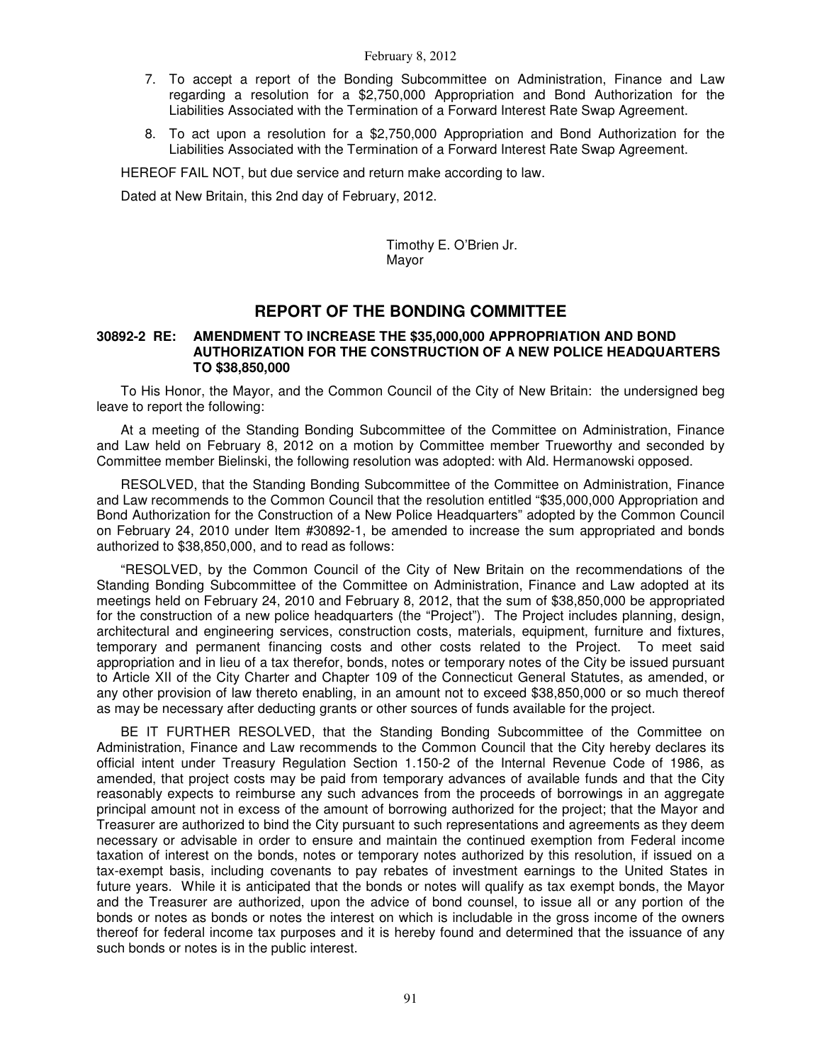7. To accept a report of the Bonding Subcommittee on Administration, Finance and Law regarding a resolution for a $2,750,000 Appropriation and Bond Authorization for the Liabilities Associated with the Termination of a Forward Interest Rate Swap Agreement.
8. To act upon a resolution for a $2,750,000 Appropriation and Bond Authorization for the Liabilities Associated with the Termination of a Forward Interest Rate Swap Agreement.

HEREOF FAIL NOT, but due service and return make according to law.

Dated at New Britain, this 2nd day of February, 2012.

Timothy E. O'Brien Jr.
Mayor

## REPORT OF THE BONDING COMMITTEE

**30892-2 RE: AMENDMENT TO INCREASE THE $35,000,000 APPROPRIATION AND BOND AUTHORIZATION FOR THE CONSTRUCTION OF A NEW POLICE HEADQUARTERS TO $38,850,000**

To His Honor, the Mayor, and the Common Council of the City of New Britain: the undersigned beg leave to report the following:

At a meeting of the Standing Bonding Subcommittee of the Committee on Administration, Finance and Law held on February 8, 2012 on a motion by Committee member Trueworthy and seconded by Committee member Bielinski, the following resolution was adopted: with Ald. Hermanowski opposed.

RESOLVED, that the Standing Bonding Subcommittee of the Committee on Administration, Finance and Law recommends to the Common Council that the resolution entitled "$35,000,000 Appropriation and Bond Authorization for the Construction of a New Police Headquarters" adopted by the Common Council on February 24, 2010 under Item #30892-1, be amended to increase the sum appropriated and bonds authorized to $38,850,000, and to read as follows:

"RESOLVED, by the Common Council of the City of New Britain on the recommendations of the Standing Bonding Subcommittee of the Committee on Administration, Finance and Law adopted at its meetings held on February 24, 2010 and February 8, 2012, that the sum of $38,850,000 be appropriated for the construction of a new police headquarters (the "Project"). The Project includes planning, design, architectural and engineering services, construction costs, materials, equipment, furniture and fixtures, temporary and permanent financing costs and other costs related to the Project. To meet said appropriation and in lieu of a tax therefor, bonds, notes or temporary notes of the City be issued pursuant to Article XII of the City Charter and Chapter 109 of the Connecticut General Statutes, as amended, or any other provision of law thereto enabling, in an amount not to exceed $38,850,000 or so much thereof as may be necessary after deducting grants or other sources of funds available for the project.

BE IT FURTHER RESOLVED, that the Standing Bonding Subcommittee of the Committee on Administration, Finance and Law recommends to the Common Council that the City hereby declares its official intent under Treasury Regulation Section 1.150-2 of the Internal Revenue Code of 1986, as amended, that project costs may be paid from temporary advances of available funds and that the City reasonably expects to reimburse any such advances from the proceeds of borrowings in an aggregate principal amount not in excess of the amount of borrowing authorized for the project; that the Mayor and Treasurer are authorized to bind the City pursuant to such representations and agreements as they deem necessary or advisable in order to ensure and maintain the continued exemption from Federal income taxation of interest on the bonds, notes or temporary notes authorized by this resolution, if issued on a tax-exempt basis, including covenants to pay rebates of investment earnings to the United States in future years. While it is anticipated that the bonds or notes will qualify as tax exempt bonds, the Mayor and the Treasurer are authorized, upon the advice of bond counsel, to issue all or any portion of the bonds or notes as bonds or notes the interest on which is includable in the gross income of the owners thereof for federal income tax purposes and it is hereby found and determined that the issuance of any such bonds or notes is in the public interest.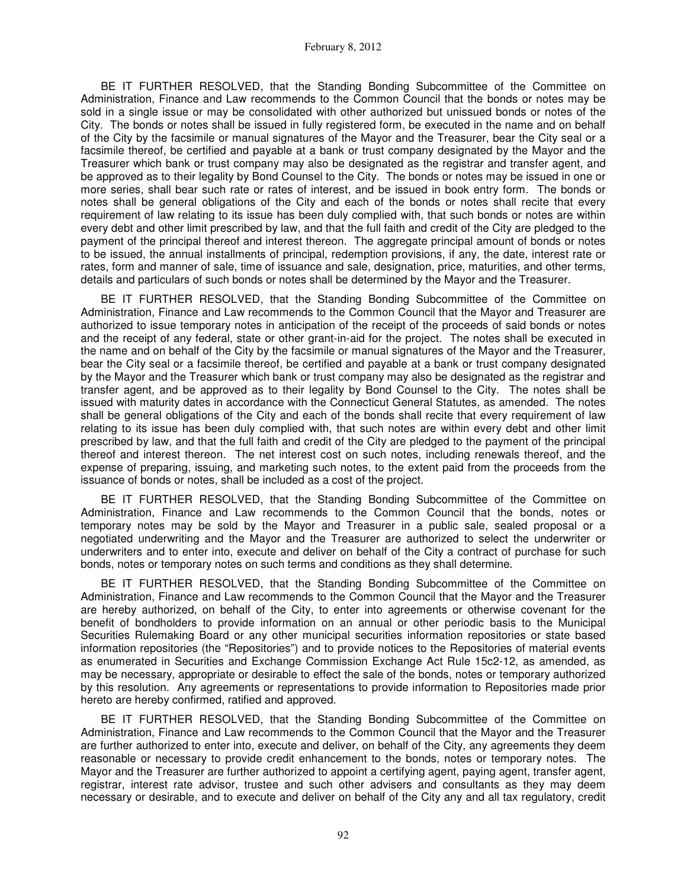BE IT FURTHER RESOLVED, that the Standing Bonding Subcommittee of the Committee on Administration, Finance and Law recommends to the Common Council that the bonds or notes may be sold in a single issue or may be consolidated with other authorized but unissued bonds or notes of the City. The bonds or notes shall be issued in fully registered form, be executed in the name and on behalf of the City by the facsimile or manual signatures of the Mayor and the Treasurer, bear the City seal or a facsimile thereof, be certified and payable at a bank or trust company designated by the Mayor and the Treasurer which bank or trust company may also be designated as the registrar and transfer agent, and be approved as to their legality by Bond Counsel to the City. The bonds or notes may be issued in one or more series, shall bear such rate or rates of interest, and be issued in book entry form. The bonds or notes shall be general obligations of the City and each of the bonds or notes shall recite that every requirement of law relating to its issue has been duly complied with, that such bonds or notes are within every debt and other limit prescribed by law, and that the full faith and credit of the City are pledged to the payment of the principal thereof and interest thereon. The aggregate principal amount of bonds or notes to be issued, the annual installments of principal, redemption provisions, if any, the date, interest rate or rates, form and manner of sale, time of issuance and sale, designation, price, maturities, and other terms, details and particulars of such bonds or notes shall be determined by the Mayor and the Treasurer.

BE IT FURTHER RESOLVED, that the Standing Bonding Subcommittee of the Committee on Administration, Finance and Law recommends to the Common Council that the Mayor and Treasurer are authorized to issue temporary notes in anticipation of the receipt of the proceeds of said bonds or notes and the receipt of any federal, state or other grant-in-aid for the project. The notes shall be executed in the name and on behalf of the City by the facsimile or manual signatures of the Mayor and the Treasurer, bear the City seal or a facsimile thereof, be certified and payable at a bank or trust company designated by the Mayor and the Treasurer which bank or trust company may also be designated as the registrar and transfer agent, and be approved as to their legality by Bond Counsel to the City. The notes shall be issued with maturity dates in accordance with the Connecticut General Statutes, as amended. The notes shall be general obligations of the City and each of the bonds shall recite that every requirement of law relating to its issue has been duly complied with, that such notes are within every debt and other limit prescribed by law, and that the full faith and credit of the City are pledged to the payment of the principal thereof and interest thereon. The net interest cost on such notes, including renewals thereof, and the expense of preparing, issuing, and marketing such notes, to the extent paid from the proceeds from the issuance of bonds or notes, shall be included as a cost of the project.

BE IT FURTHER RESOLVED, that the Standing Bonding Subcommittee of the Committee on Administration, Finance and Law recommends to the Common Council that the bonds, notes or temporary notes may be sold by the Mayor and Treasurer in a public sale, sealed proposal or a negotiated underwriting and the Mayor and the Treasurer are authorized to select the underwriter or underwriters and to enter into, execute and deliver on behalf of the City a contract of purchase for such bonds, notes or temporary notes on such terms and conditions as they shall determine.

BE IT FURTHER RESOLVED, that the Standing Bonding Subcommittee of the Committee on Administration, Finance and Law recommends to the Common Council that the Mayor and the Treasurer are hereby authorized, on behalf of the City, to enter into agreements or otherwise covenant for the benefit of bondholders to provide information on an annual or other periodic basis to the Municipal Securities Rulemaking Board or any other municipal securities information repositories or state based information repositories (the "Repositories") and to provide notices to the Repositories of material events as enumerated in Securities and Exchange Commission Exchange Act Rule 15c2-12, as amended, as may be necessary, appropriate or desirable to effect the sale of the bonds, notes or temporary authorized by this resolution. Any agreements or representations to provide information to Repositories made prior hereto are hereby confirmed, ratified and approved.

BE IT FURTHER RESOLVED, that the Standing Bonding Subcommittee of the Committee on Administration, Finance and Law recommends to the Common Council that the Mayor and the Treasurer are further authorized to enter into, execute and deliver, on behalf of the City, any agreements they deem reasonable or necessary to provide credit enhancement to the bonds, notes or temporary notes. The Mayor and the Treasurer are further authorized to appoint a certifying agent, paying agent, transfer agent, registrar, interest rate advisor, trustee and such other advisers and consultants as they may deem necessary or desirable, and to execute and deliver on behalf of the City any and all tax regulatory, credit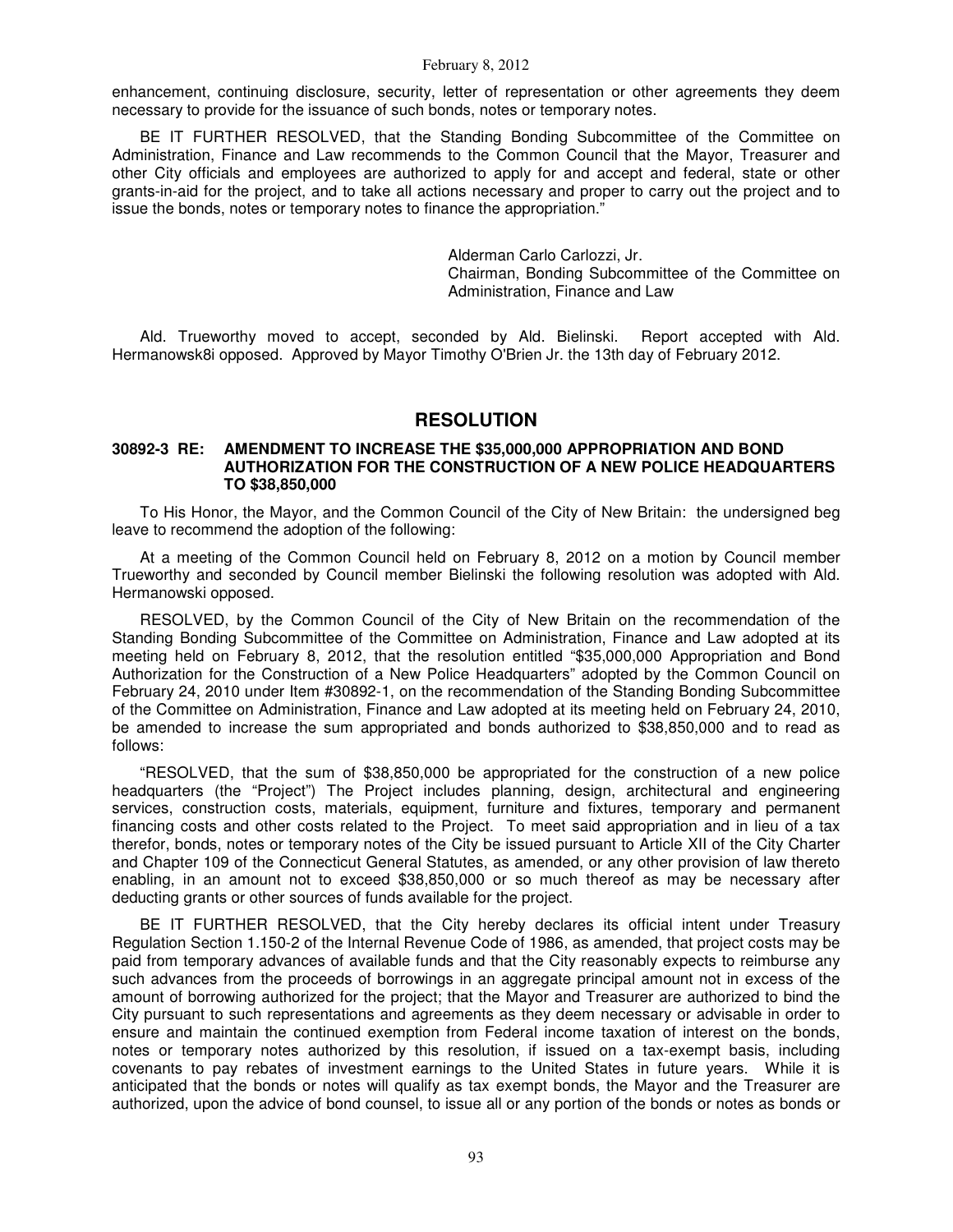enhancement, continuing disclosure, security, letter of representation or other agreements they deem necessary to provide for the issuance of such bonds, notes or temporary notes.

BE IT FURTHER RESOLVED, that the Standing Bonding Subcommittee of the Committee on Administration, Finance and Law recommends to the Common Council that the Mayor, Treasurer and other City officials and employees are authorized to apply for and accept and federal, state or other grants-in-aid for the project, and to take all actions necessary and proper to carry out the project and to issue the bonds, notes or temporary notes to finance the appropriation."

Alderman Carlo Carlozzi, Jr.
Chairman, Bonding Subcommittee of the Committee on Administration, Finance and Law

Ald. Trueworthy moved to accept, seconded by Ald. Bielinski. Report accepted with Ald. Hermanowsk8i opposed. Approved by Mayor Timothy O'Brien Jr. the 13th day of February 2012.

## RESOLUTION

### 30892-3 RE: AMENDMENT TO INCREASE THE $35,000,000 APPROPRIATION AND BOND AUTHORIZATION FOR THE CONSTRUCTION OF A NEW POLICE HEADQUARTERS TO $38,850,000

To His Honor, the Mayor, and the Common Council of the City of New Britain: the undersigned beg leave to recommend the adoption of the following:

At a meeting of the Common Council held on February 8, 2012 on a motion by Council member Trueworthy and seconded by Council member Bielinski the following resolution was adopted with Ald. Hermanowski opposed.

RESOLVED, by the Common Council of the City of New Britain on the recommendation of the Standing Bonding Subcommittee of the Committee on Administration, Finance and Law adopted at its meeting held on February 8, 2012, that the resolution entitled "$35,000,000 Appropriation and Bond Authorization for the Construction of a New Police Headquarters" adopted by the Common Council on February 24, 2010 under Item #30892-1, on the recommendation of the Standing Bonding Subcommittee of the Committee on Administration, Finance and Law adopted at its meeting held on February 24, 2010, be amended to increase the sum appropriated and bonds authorized to $38,850,000 and to read as follows:

"RESOLVED, that the sum of $38,850,000 be appropriated for the construction of a new police headquarters (the "Project") The Project includes planning, design, architectural and engineering services, construction costs, materials, equipment, furniture and fixtures, temporary and permanent financing costs and other costs related to the Project. To meet said appropriation and in lieu of a tax therefor, bonds, notes or temporary notes of the City be issued pursuant to Article XII of the City Charter and Chapter 109 of the Connecticut General Statutes, as amended, or any other provision of law thereto enabling, in an amount not to exceed $38,850,000 or so much thereof as may be necessary after deducting grants or other sources of funds available for the project.

BE IT FURTHER RESOLVED, that the City hereby declares its official intent under Treasury Regulation Section 1.150-2 of the Internal Revenue Code of 1986, as amended, that project costs may be paid from temporary advances of available funds and that the City reasonably expects to reimburse any such advances from the proceeds of borrowings in an aggregate principal amount not in excess of the amount of borrowing authorized for the project; that the Mayor and Treasurer are authorized to bind the City pursuant to such representations and agreements as they deem necessary or advisable in order to ensure and maintain the continued exemption from Federal income taxation of interest on the bonds, notes or temporary notes authorized by this resolution, if issued on a tax-exempt basis, including covenants to pay rebates of investment earnings to the United States in future years. While it is anticipated that the bonds or notes will qualify as tax exempt bonds, the Mayor and the Treasurer are authorized, upon the advice of bond counsel, to issue all or any portion of the bonds or notes as bonds or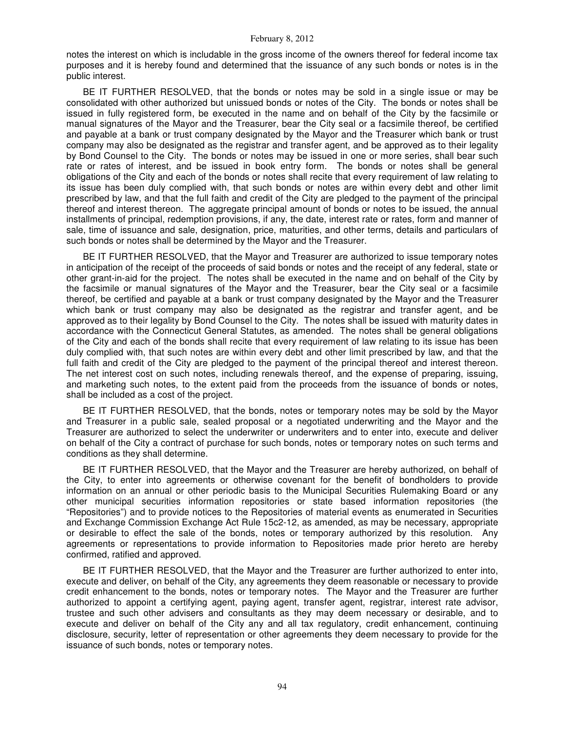notes the interest on which is includable in the gross income of the owners thereof for federal income tax purposes and it is hereby found and determined that the issuance of any such bonds or notes is in the public interest.

BE IT FURTHER RESOLVED, that the bonds or notes may be sold in a single issue or may be consolidated with other authorized but unissued bonds or notes of the City. The bonds or notes shall be issued in fully registered form, be executed in the name and on behalf of the City by the facsimile or manual signatures of the Mayor and the Treasurer, bear the City seal or a facsimile thereof, be certified and payable at a bank or trust company designated by the Mayor and the Treasurer which bank or trust company may also be designated as the registrar and transfer agent, and be approved as to their legality by Bond Counsel to the City. The bonds or notes may be issued in one or more series, shall bear such rate or rates of interest, and be issued in book entry form. The bonds or notes shall be general obligations of the City and each of the bonds or notes shall recite that every requirement of law relating to its issue has been duly complied with, that such bonds or notes are within every debt and other limit prescribed by law, and that the full faith and credit of the City are pledged to the payment of the principal thereof and interest thereon. The aggregate principal amount of bonds or notes to be issued, the annual installments of principal, redemption provisions, if any, the date, interest rate or rates, form and manner of sale, time of issuance and sale, designation, price, maturities, and other terms, details and particulars of such bonds or notes shall be determined by the Mayor and the Treasurer.

BE IT FURTHER RESOLVED, that the Mayor and Treasurer are authorized to issue temporary notes in anticipation of the receipt of the proceeds of said bonds or notes and the receipt of any federal, state or other grant-in-aid for the project. The notes shall be executed in the name and on behalf of the City by the facsimile or manual signatures of the Mayor and the Treasurer, bear the City seal or a facsimile thereof, be certified and payable at a bank or trust company designated by the Mayor and the Treasurer which bank or trust company may also be designated as the registrar and transfer agent, and be approved as to their legality by Bond Counsel to the City. The notes shall be issued with maturity dates in accordance with the Connecticut General Statutes, as amended. The notes shall be general obligations of the City and each of the bonds shall recite that every requirement of law relating to its issue has been duly complied with, that such notes are within every debt and other limit prescribed by law, and that the full faith and credit of the City are pledged to the payment of the principal thereof and interest thereon. The net interest cost on such notes, including renewals thereof, and the expense of preparing, issuing, and marketing such notes, to the extent paid from the proceeds from the issuance of bonds or notes, shall be included as a cost of the project.

BE IT FURTHER RESOLVED, that the bonds, notes or temporary notes may be sold by the Mayor and Treasurer in a public sale, sealed proposal or a negotiated underwriting and the Mayor and the Treasurer are authorized to select the underwriter or underwriters and to enter into, execute and deliver on behalf of the City a contract of purchase for such bonds, notes or temporary notes on such terms and conditions as they shall determine.

BE IT FURTHER RESOLVED, that the Mayor and the Treasurer are hereby authorized, on behalf of the City, to enter into agreements or otherwise covenant for the benefit of bondholders to provide information on an annual or other periodic basis to the Municipal Securities Rulemaking Board or any other municipal securities information repositories or state based information repositories (the "Repositories") and to provide notices to the Repositories of material events as enumerated in Securities and Exchange Commission Exchange Act Rule 15c2-12, as amended, as may be necessary, appropriate or desirable to effect the sale of the bonds, notes or temporary authorized by this resolution. Any agreements or representations to provide information to Repositories made prior hereto are hereby confirmed, ratified and approved.

BE IT FURTHER RESOLVED, that the Mayor and the Treasurer are further authorized to enter into, execute and deliver, on behalf of the City, any agreements they deem reasonable or necessary to provide credit enhancement to the bonds, notes or temporary notes. The Mayor and the Treasurer are further authorized to appoint a certifying agent, paying agent, transfer agent, registrar, interest rate advisor, trustee and such other advisers and consultants as they may deem necessary or desirable, and to execute and deliver on behalf of the City any and all tax regulatory, credit enhancement, continuing disclosure, security, letter of representation or other agreements they deem necessary to provide for the issuance of such bonds, notes or temporary notes.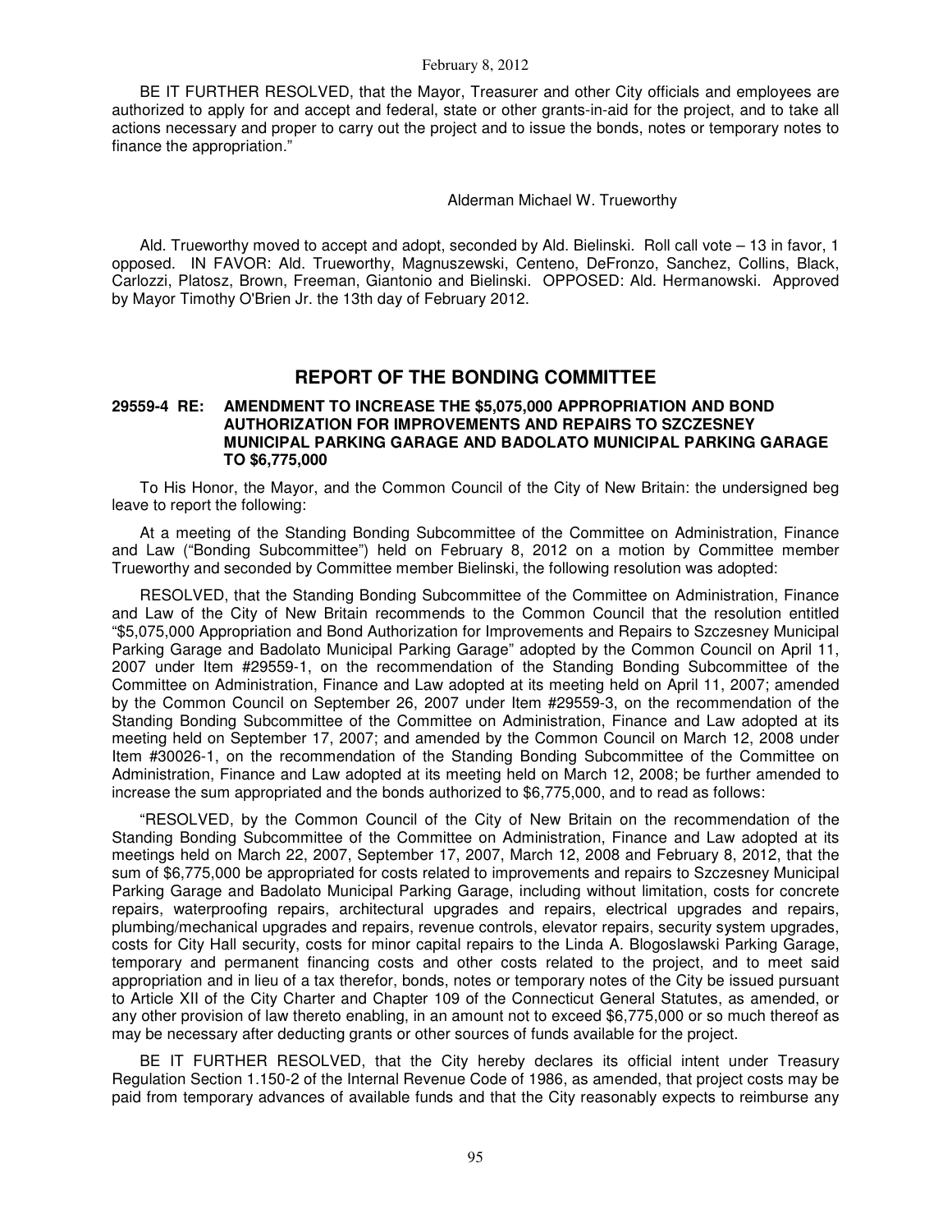BE IT FURTHER RESOLVED, that the Mayor, Treasurer and other City officials and employees are authorized to apply for and accept and federal, state or other grants-in-aid for the project, and to take all actions necessary and proper to carry out the project and to issue the bonds, notes or temporary notes to finance the appropriation."

Alderman Michael W. Trueworthy

Ald. Trueworthy moved to accept and adopt, seconded by Ald. Bielinski. Roll call vote – 13 in favor, 1 opposed. IN FAVOR: Ald. Trueworthy, Magnuszewski, Centeno, DeFronzo, Sanchez, Collins, Black, Carlozzi, Platosz, Brown, Freeman, Giantonio and Bielinski. OPPOSED: Ald. Hermanowski. Approved by Mayor Timothy O'Brien Jr. the 13th day of February 2012.

## REPORT OF THE BONDING COMMITTEE

**29559-4 RE: AMENDMENT TO INCREASE THE $5,075,000 APPROPRIATION AND BOND AUTHORIZATION FOR IMPROVEMENTS AND REPAIRS TO SZCZESNEY MUNICIPAL PARKING GARAGE AND BADOLATO MUNICIPAL PARKING GARAGE TO $6,775,000**

To His Honor, the Mayor, and the Common Council of the City of New Britain: the undersigned beg leave to report the following:

At a meeting of the Standing Bonding Subcommittee of the Committee on Administration, Finance and Law ("Bonding Subcommittee") held on February 8, 2012 on a motion by Committee member Trueworthy and seconded by Committee member Bielinski, the following resolution was adopted:

RESOLVED, that the Standing Bonding Subcommittee of the Committee on Administration, Finance and Law of the City of New Britain recommends to the Common Council that the resolution entitled "$5,075,000 Appropriation and Bond Authorization for Improvements and Repairs to Szczesney Municipal Parking Garage and Badolato Municipal Parking Garage" adopted by the Common Council on April 11, 2007 under Item #29559-1, on the recommendation of the Standing Bonding Subcommittee of the Committee on Administration, Finance and Law adopted at its meeting held on April 11, 2007; amended by the Common Council on September 26, 2007 under Item #29559-3, on the recommendation of the Standing Bonding Subcommittee of the Committee on Administration, Finance and Law adopted at its meeting held on September 17, 2007; and amended by the Common Council on March 12, 2008 under Item #30026-1, on the recommendation of the Standing Bonding Subcommittee of the Committee on Administration, Finance and Law adopted at its meeting held on March 12, 2008; be further amended to increase the sum appropriated and the bonds authorized to $6,775,000, and to read as follows:

"RESOLVED, by the Common Council of the City of New Britain on the recommendation of the Standing Bonding Subcommittee of the Committee on Administration, Finance and Law adopted at its meetings held on March 22, 2007, September 17, 2007, March 12, 2008 and February 8, 2012, that the sum of $6,775,000 be appropriated for costs related to improvements and repairs to Szczesney Municipal Parking Garage and Badolato Municipal Parking Garage, including without limitation, costs for concrete repairs, waterproofing repairs, architectural upgrades and repairs, electrical upgrades and repairs, plumbing/mechanical upgrades and repairs, revenue controls, elevator repairs, security system upgrades, costs for City Hall security, costs for minor capital repairs to the Linda A. Blogoslawski Parking Garage, temporary and permanent financing costs and other costs related to the project, and to meet said appropriation and in lieu of a tax therefor, bonds, notes or temporary notes of the City be issued pursuant to Article XII of the City Charter and Chapter 109 of the Connecticut General Statutes, as amended, or any other provision of law thereto enabling, in an amount not to exceed $6,775,000 or so much thereof as may be necessary after deducting grants or other sources of funds available for the project.

BE IT FURTHER RESOLVED, that the City hereby declares its official intent under Treasury Regulation Section 1.150-2 of the Internal Revenue Code of 1986, as amended, that project costs may be paid from temporary advances of available funds and that the City reasonably expects to reimburse any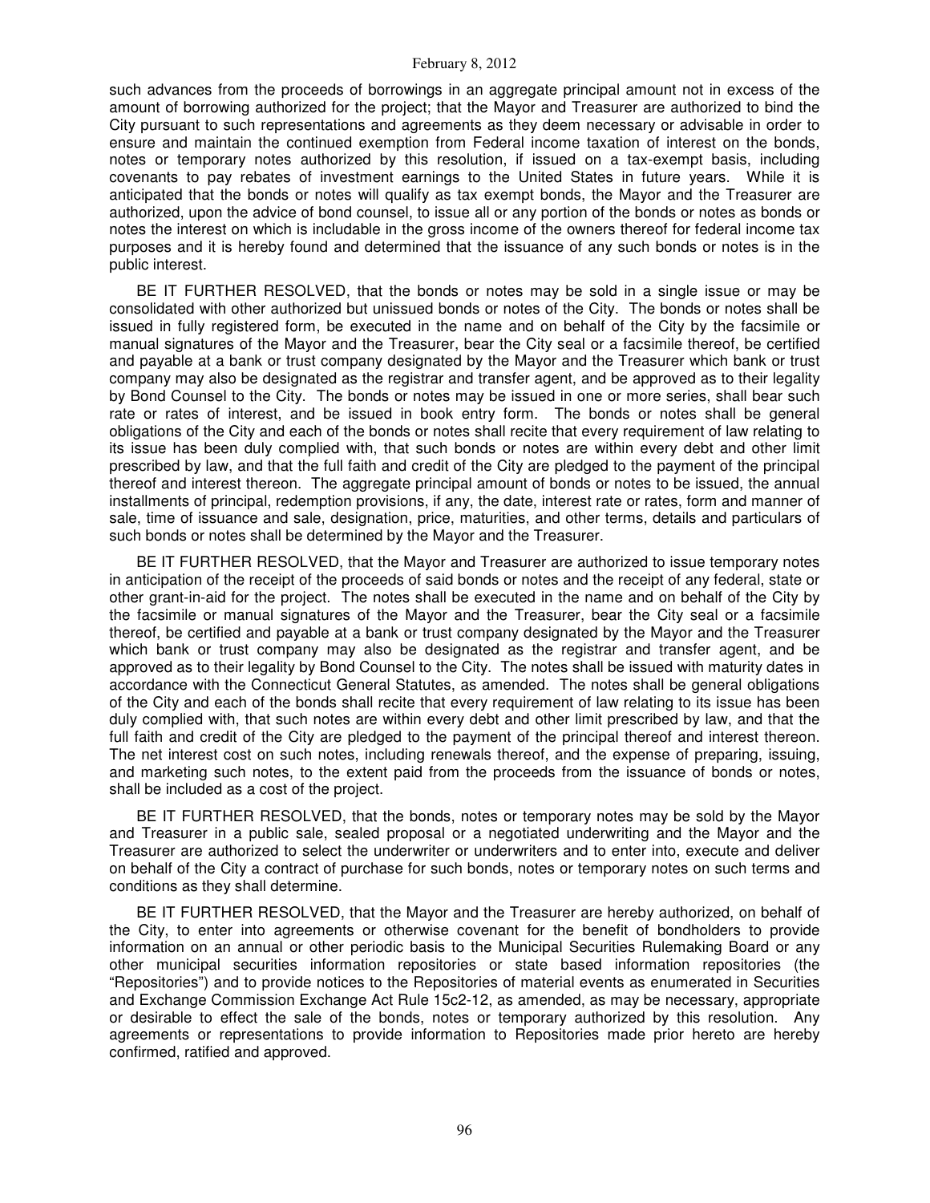such advances from the proceeds of borrowings in an aggregate principal amount not in excess of the amount of borrowing authorized for the project; that the Mayor and Treasurer are authorized to bind the City pursuant to such representations and agreements as they deem necessary or advisable in order to ensure and maintain the continued exemption from Federal income taxation of interest on the bonds, notes or temporary notes authorized by this resolution, if issued on a tax-exempt basis, including covenants to pay rebates of investment earnings to the United States in future years. While it is anticipated that the bonds or notes will qualify as tax exempt bonds, the Mayor and the Treasurer are authorized, upon the advice of bond counsel, to issue all or any portion of the bonds or notes as bonds or notes the interest on which is includable in the gross income of the owners thereof for federal income tax purposes and it is hereby found and determined that the issuance of any such bonds or notes is in the public interest.

BE IT FURTHER RESOLVED, that the bonds or notes may be sold in a single issue or may be consolidated with other authorized but unissued bonds or notes of the City. The bonds or notes shall be issued in fully registered form, be executed in the name and on behalf of the City by the facsimile or manual signatures of the Mayor and the Treasurer, bear the City seal or a facsimile thereof, be certified and payable at a bank or trust company designated by the Mayor and the Treasurer which bank or trust company may also be designated as the registrar and transfer agent, and be approved as to their legality by Bond Counsel to the City. The bonds or notes may be issued in one or more series, shall bear such rate or rates of interest, and be issued in book entry form. The bonds or notes shall be general obligations of the City and each of the bonds or notes shall recite that every requirement of law relating to its issue has been duly complied with, that such bonds or notes are within every debt and other limit prescribed by law, and that the full faith and credit of the City are pledged to the payment of the principal thereof and interest thereon. The aggregate principal amount of bonds or notes to be issued, the annual installments of principal, redemption provisions, if any, the date, interest rate or rates, form and manner of sale, time of issuance and sale, designation, price, maturities, and other terms, details and particulars of such bonds or notes shall be determined by the Mayor and the Treasurer.

BE IT FURTHER RESOLVED, that the Mayor and Treasurer are authorized to issue temporary notes in anticipation of the receipt of the proceeds of said bonds or notes and the receipt of any federal, state or other grant-in-aid for the project. The notes shall be executed in the name and on behalf of the City by the facsimile or manual signatures of the Mayor and the Treasurer, bear the City seal or a facsimile thereof, be certified and payable at a bank or trust company designated by the Mayor and the Treasurer which bank or trust company may also be designated as the registrar and transfer agent, and be approved as to their legality by Bond Counsel to the City. The notes shall be issued with maturity dates in accordance with the Connecticut General Statutes, as amended. The notes shall be general obligations of the City and each of the bonds shall recite that every requirement of law relating to its issue has been duly complied with, that such notes are within every debt and other limit prescribed by law, and that the full faith and credit of the City are pledged to the payment of the principal thereof and interest thereon. The net interest cost on such notes, including renewals thereof, and the expense of preparing, issuing, and marketing such notes, to the extent paid from the proceeds from the issuance of bonds or notes, shall be included as a cost of the project.

BE IT FURTHER RESOLVED, that the bonds, notes or temporary notes may be sold by the Mayor and Treasurer in a public sale, sealed proposal or a negotiated underwriting and the Mayor and the Treasurer are authorized to select the underwriter or underwriters and to enter into, execute and deliver on behalf of the City a contract of purchase for such bonds, notes or temporary notes on such terms and conditions as they shall determine.

BE IT FURTHER RESOLVED, that the Mayor and the Treasurer are hereby authorized, on behalf of the City, to enter into agreements or otherwise covenant for the benefit of bondholders to provide information on an annual or other periodic basis to the Municipal Securities Rulemaking Board or any other municipal securities information repositories or state based information repositories (the "Repositories") and to provide notices to the Repositories of material events as enumerated in Securities and Exchange Commission Exchange Act Rule 15c2-12, as amended, as may be necessary, appropriate or desirable to effect the sale of the bonds, notes or temporary authorized by this resolution. Any agreements or representations to provide information to Repositories made prior hereto are hereby confirmed, ratified and approved.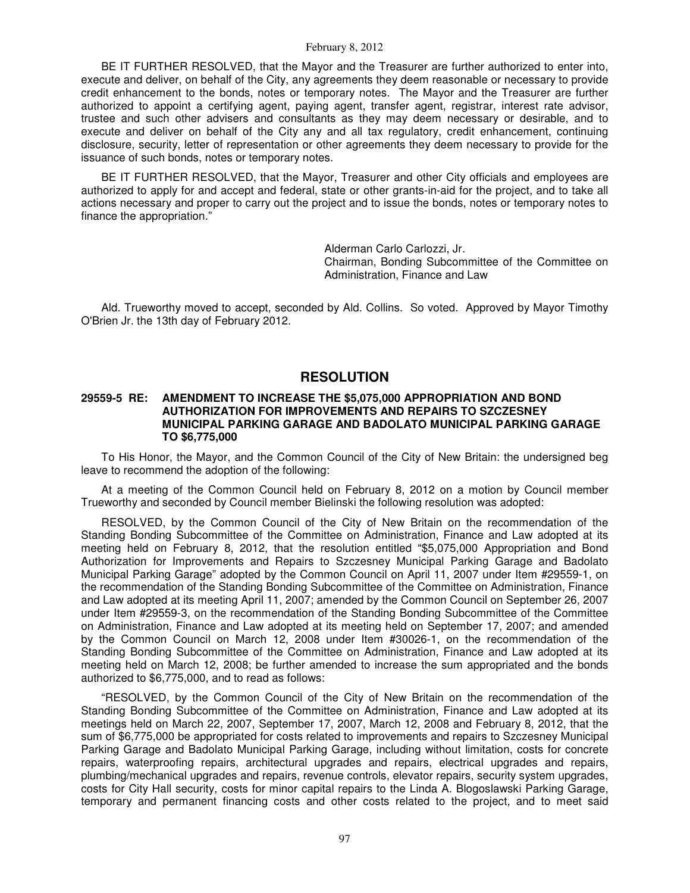BE IT FURTHER RESOLVED, that the Mayor and the Treasurer are further authorized to enter into, execute and deliver, on behalf of the City, any agreements they deem reasonable or necessary to provide credit enhancement to the bonds, notes or temporary notes. The Mayor and the Treasurer are further authorized to appoint a certifying agent, paying agent, transfer agent, registrar, interest rate advisor, trustee and such other advisers and consultants as they may deem necessary or desirable, and to execute and deliver on behalf of the City any and all tax regulatory, credit enhancement, continuing disclosure, security, letter of representation or other agreements they deem necessary to provide for the issuance of such bonds, notes or temporary notes.

BE IT FURTHER RESOLVED, that the Mayor, Treasurer and other City officials and employees are authorized to apply for and accept and federal, state or other grants-in-aid for the project, and to take all actions necessary and proper to carry out the project and to issue the bonds, notes or temporary notes to finance the appropriation."

Alderman Carlo Carlozzi, Jr.
Chairman, Bonding Subcommittee of the Committee on Administration, Finance and Law

Ald. Trueworthy moved to accept, seconded by Ald. Collins. So voted. Approved by Mayor Timothy O'Brien Jr. the 13th day of February 2012.

## RESOLUTION

### 29559-5 RE: AMENDMENT TO INCREASE THE $5,075,000 APPROPRIATION AND BOND AUTHORIZATION FOR IMPROVEMENTS AND REPAIRS TO SZCZESNEY MUNICIPAL PARKING GARAGE AND BADOLATO MUNICIPAL PARKING GARAGE TO $6,775,000

To His Honor, the Mayor, and the Common Council of the City of New Britain: the undersigned beg leave to recommend the adoption of the following:

At a meeting of the Common Council held on February 8, 2012 on a motion by Council member Trueworthy and seconded by Council member Bielinski the following resolution was adopted:

RESOLVED, by the Common Council of the City of New Britain on the recommendation of the Standing Bonding Subcommittee of the Committee on Administration, Finance and Law adopted at its meeting held on February 8, 2012, that the resolution entitled "$5,075,000 Appropriation and Bond Authorization for Improvements and Repairs to Szczesney Municipal Parking Garage and Badolato Municipal Parking Garage" adopted by the Common Council on April 11, 2007 under Item #29559-1, on the recommendation of the Standing Bonding Subcommittee of the Committee on Administration, Finance and Law adopted at its meeting April 11, 2007; amended by the Common Council on September 26, 2007 under Item #29559-3, on the recommendation of the Standing Bonding Subcommittee of the Committee on Administration, Finance and Law adopted at its meeting held on September 17, 2007; and amended by the Common Council on March 12, 2008 under Item #30026-1, on the recommendation of the Standing Bonding Subcommittee of the Committee on Administration, Finance and Law adopted at its meeting held on March 12, 2008; be further amended to increase the sum appropriated and the bonds authorized to $6,775,000, and to read as follows:

"RESOLVED, by the Common Council of the City of New Britain on the recommendation of the Standing Bonding Subcommittee of the Committee on Administration, Finance and Law adopted at its meetings held on March 22, 2007, September 17, 2007, March 12, 2008 and February 8, 2012, that the sum of $6,775,000 be appropriated for costs related to improvements and repairs to Szczesney Municipal Parking Garage and Badolato Municipal Parking Garage, including without limitation, costs for concrete repairs, waterproofing repairs, architectural upgrades and repairs, electrical upgrades and repairs, plumbing/mechanical upgrades and repairs, revenue controls, elevator repairs, security system upgrades, costs for City Hall security, costs for minor capital repairs to the Linda A. Blogoslawski Parking Garage, temporary and permanent financing costs and other costs related to the project, and to meet said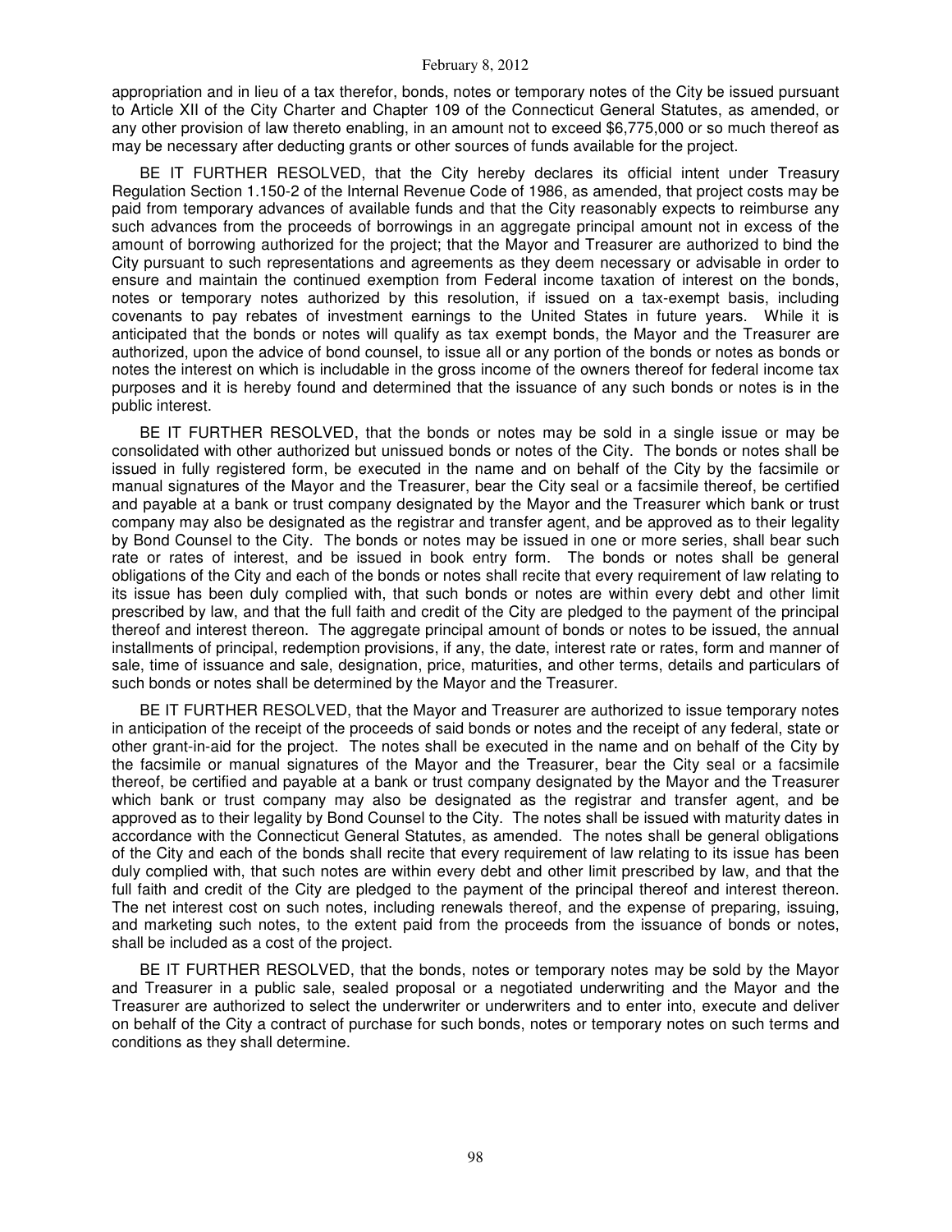appropriation and in lieu of a tax therefor, bonds, notes or temporary notes of the City be issued pursuant to Article XII of the City Charter and Chapter 109 of the Connecticut General Statutes, as amended, or any other provision of law thereto enabling, in an amount not to exceed $6,775,000 or so much thereof as may be necessary after deducting grants or other sources of funds available for the project.

BE IT FURTHER RESOLVED, that the City hereby declares its official intent under Treasury Regulation Section 1.150-2 of the Internal Revenue Code of 1986, as amended, that project costs may be paid from temporary advances of available funds and that the City reasonably expects to reimburse any such advances from the proceeds of borrowings in an aggregate principal amount not in excess of the amount of borrowing authorized for the project; that the Mayor and Treasurer are authorized to bind the City pursuant to such representations and agreements as they deem necessary or advisable in order to ensure and maintain the continued exemption from Federal income taxation of interest on the bonds, notes or temporary notes authorized by this resolution, if issued on a tax-exempt basis, including covenants to pay rebates of investment earnings to the United States in future years. While it is anticipated that the bonds or notes will qualify as tax exempt bonds, the Mayor and the Treasurer are authorized, upon the advice of bond counsel, to issue all or any portion of the bonds or notes as bonds or notes the interest on which is includable in the gross income of the owners thereof for federal income tax purposes and it is hereby found and determined that the issuance of any such bonds or notes is in the public interest.

BE IT FURTHER RESOLVED, that the bonds or notes may be sold in a single issue or may be consolidated with other authorized but unissued bonds or notes of the City. The bonds or notes shall be issued in fully registered form, be executed in the name and on behalf of the City by the facsimile or manual signatures of the Mayor and the Treasurer, bear the City seal or a facsimile thereof, be certified and payable at a bank or trust company designated by the Mayor and the Treasurer which bank or trust company may also be designated as the registrar and transfer agent, and be approved as to their legality by Bond Counsel to the City. The bonds or notes may be issued in one or more series, shall bear such rate or rates of interest, and be issued in book entry form. The bonds or notes shall be general obligations of the City and each of the bonds or notes shall recite that every requirement of law relating to its issue has been duly complied with, that such bonds or notes are within every debt and other limit prescribed by law, and that the full faith and credit of the City are pledged to the payment of the principal thereof and interest thereon. The aggregate principal amount of bonds or notes to be issued, the annual installments of principal, redemption provisions, if any, the date, interest rate or rates, form and manner of sale, time of issuance and sale, designation, price, maturities, and other terms, details and particulars of such bonds or notes shall be determined by the Mayor and the Treasurer.

BE IT FURTHER RESOLVED, that the Mayor and Treasurer are authorized to issue temporary notes in anticipation of the receipt of the proceeds of said bonds or notes and the receipt of any federal, state or other grant-in-aid for the project. The notes shall be executed in the name and on behalf of the City by the facsimile or manual signatures of the Mayor and the Treasurer, bear the City seal or a facsimile thereof, be certified and payable at a bank or trust company designated by the Mayor and the Treasurer which bank or trust company may also be designated as the registrar and transfer agent, and be approved as to their legality by Bond Counsel to the City. The notes shall be issued with maturity dates in accordance with the Connecticut General Statutes, as amended. The notes shall be general obligations of the City and each of the bonds shall recite that every requirement of law relating to its issue has been duly complied with, that such notes are within every debt and other limit prescribed by law, and that the full faith and credit of the City are pledged to the payment of the principal thereof and interest thereon. The net interest cost on such notes, including renewals thereof, and the expense of preparing, issuing, and marketing such notes, to the extent paid from the proceeds from the issuance of bonds or notes, shall be included as a cost of the project.

BE IT FURTHER RESOLVED, that the bonds, notes or temporary notes may be sold by the Mayor and Treasurer in a public sale, sealed proposal or a negotiated underwriting and the Mayor and the Treasurer are authorized to select the underwriter or underwriters and to enter into, execute and deliver on behalf of the City a contract of purchase for such bonds, notes or temporary notes on such terms and conditions as they shall determine.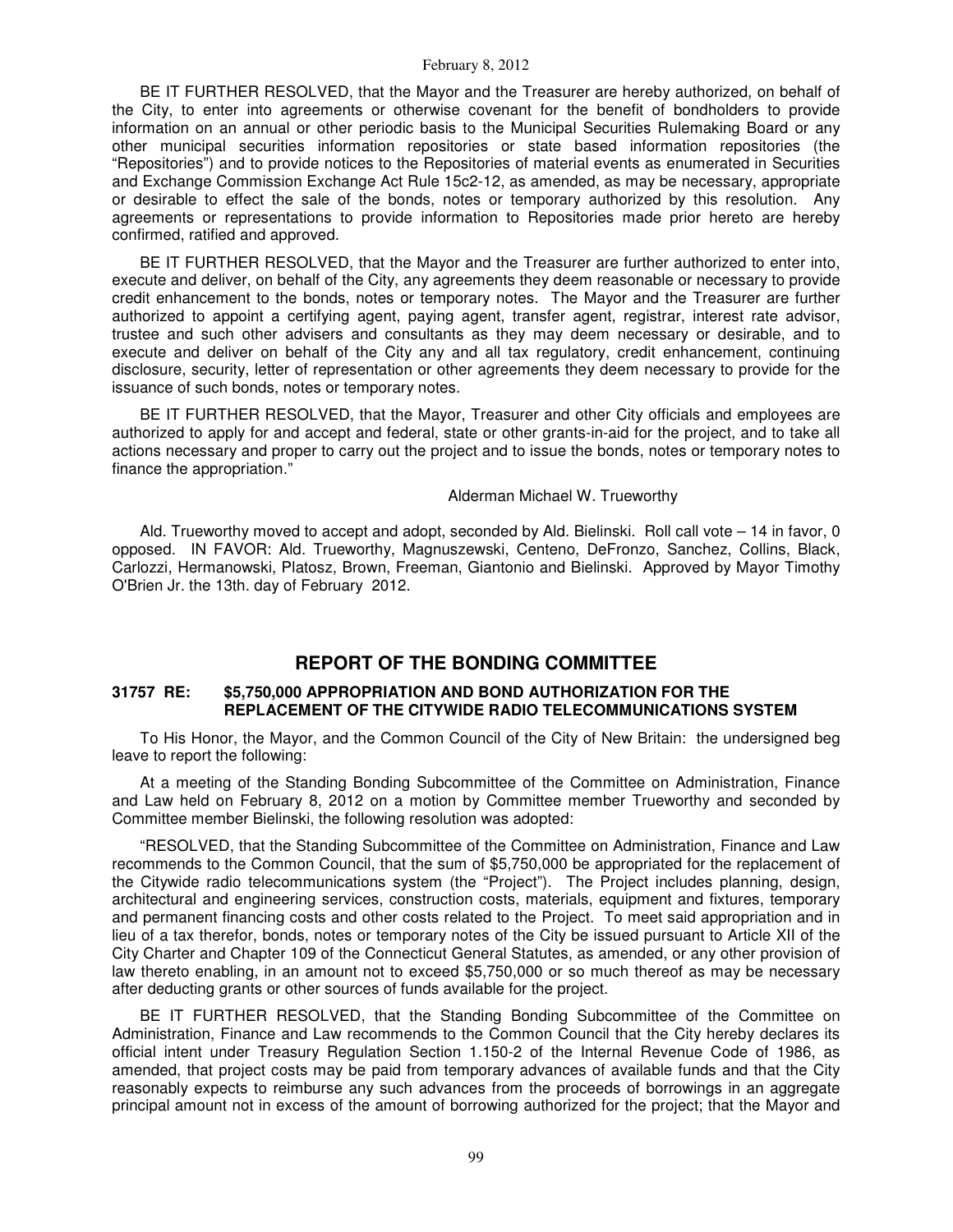BE IT FURTHER RESOLVED, that the Mayor and the Treasurer are hereby authorized, on behalf of the City, to enter into agreements or otherwise covenant for the benefit of bondholders to provide information on an annual or other periodic basis to the Municipal Securities Rulemaking Board or any other municipal securities information repositories or state based information repositories (the "Repositories") and to provide notices to the Repositories of material events as enumerated in Securities and Exchange Commission Exchange Act Rule 15c2-12, as amended, as may be necessary, appropriate or desirable to effect the sale of the bonds, notes or temporary authorized by this resolution. Any agreements or representations to provide information to Repositories made prior hereto are hereby confirmed, ratified and approved.

BE IT FURTHER RESOLVED, that the Mayor and the Treasurer are further authorized to enter into, execute and deliver, on behalf of the City, any agreements they deem reasonable or necessary to provide credit enhancement to the bonds, notes or temporary notes. The Mayor and the Treasurer are further authorized to appoint a certifying agent, paying agent, transfer agent, registrar, interest rate advisor, trustee and such other advisers and consultants as they may deem necessary or desirable, and to execute and deliver on behalf of the City any and all tax regulatory, credit enhancement, continuing disclosure, security, letter of representation or other agreements they deem necessary to provide for the issuance of such bonds, notes or temporary notes.

BE IT FURTHER RESOLVED, that the Mayor, Treasurer and other City officials and employees are authorized to apply for and accept and federal, state or other grants-in-aid for the project, and to take all actions necessary and proper to carry out the project and to issue the bonds, notes or temporary notes to finance the appropriation."

Alderman Michael W. Trueworthy

Ald. Trueworthy moved to accept and adopt, seconded by Ald. Bielinski. Roll call vote – 14 in favor, 0 opposed. IN FAVOR: Ald. Trueworthy, Magnuszewski, Centeno, DeFronzo, Sanchez, Collins, Black, Carlozzi, Hermanowski, Platosz, Brown, Freeman, Giantonio and Bielinski. Approved by Mayor Timothy O'Brien Jr. the 13th. day of February 2012.

## REPORT OF THE BONDING COMMITTEE

**31757 RE: $5,750,000 APPROPRIATION AND BOND AUTHORIZATION FOR THE REPLACEMENT OF THE CITYWIDE RADIO TELECOMMUNICATIONS SYSTEM**

To His Honor, the Mayor, and the Common Council of the City of New Britain: the undersigned beg leave to report the following:

At a meeting of the Standing Bonding Subcommittee of the Committee on Administration, Finance and Law held on February 8, 2012 on a motion by Committee member Trueworthy and seconded by Committee member Bielinski, the following resolution was adopted:

"RESOLVED, that the Standing Subcommittee of the Committee on Administration, Finance and Law recommends to the Common Council, that the sum of $5,750,000 be appropriated for the replacement of the Citywide radio telecommunications system (the "Project"). The Project includes planning, design, architectural and engineering services, construction costs, materials, equipment and fixtures, temporary and permanent financing costs and other costs related to the Project. To meet said appropriation and in lieu of a tax therefor, bonds, notes or temporary notes of the City be issued pursuant to Article XII of the City Charter and Chapter 109 of the Connecticut General Statutes, as amended, or any other provision of law thereto enabling, in an amount not to exceed $5,750,000 or so much thereof as may be necessary after deducting grants or other sources of funds available for the project.

BE IT FURTHER RESOLVED, that the Standing Bonding Subcommittee of the Committee on Administration, Finance and Law recommends to the Common Council that the City hereby declares its official intent under Treasury Regulation Section 1.150-2 of the Internal Revenue Code of 1986, as amended, that project costs may be paid from temporary advances of available funds and that the City reasonably expects to reimburse any such advances from the proceeds of borrowings in an aggregate principal amount not in excess of the amount of borrowing authorized for the project; that the Mayor and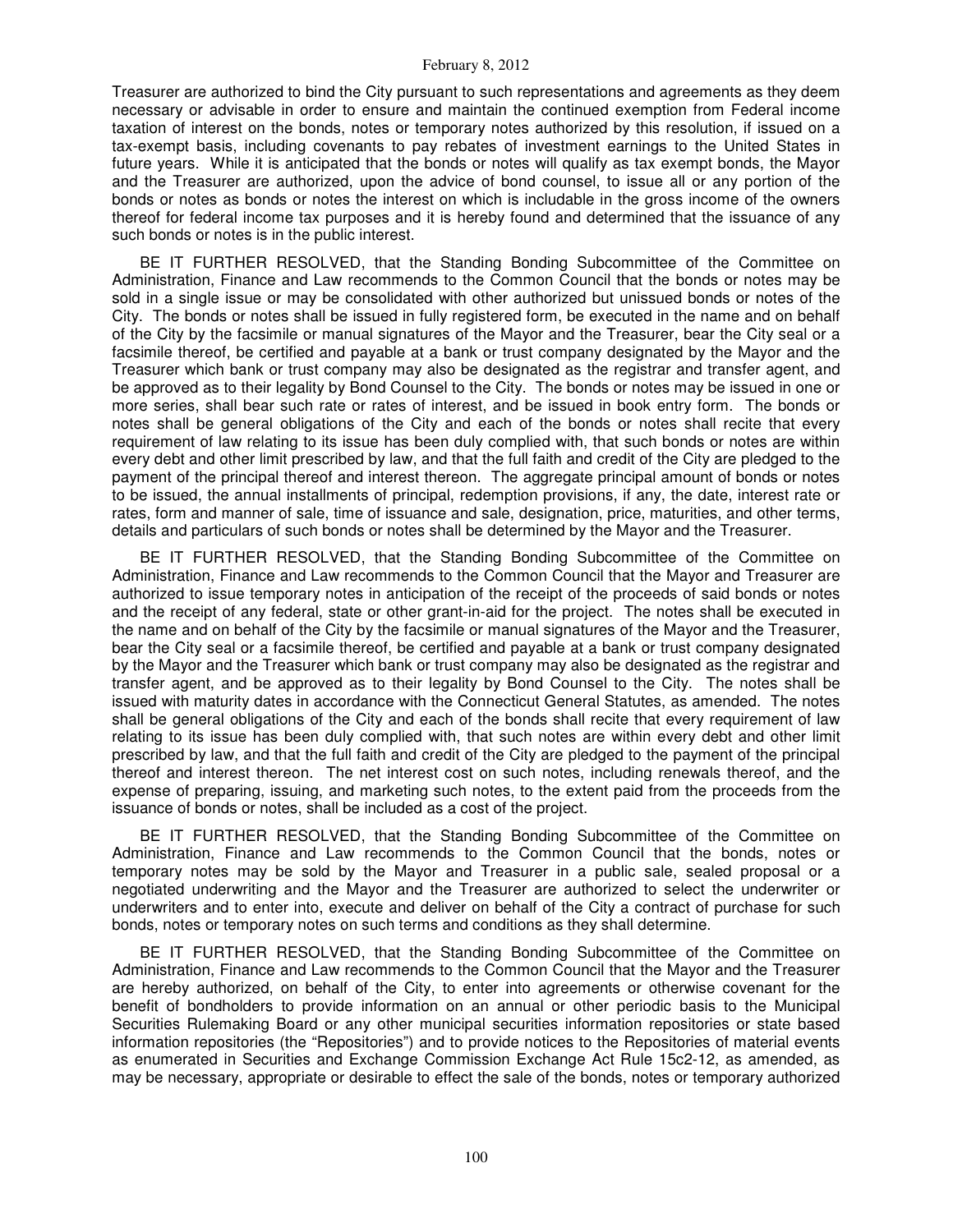Treasurer are authorized to bind the City pursuant to such representations and agreements as they deem necessary or advisable in order to ensure and maintain the continued exemption from Federal income taxation of interest on the bonds, notes or temporary notes authorized by this resolution, if issued on a tax-exempt basis, including covenants to pay rebates of investment earnings to the United States in future years. While it is anticipated that the bonds or notes will qualify as tax exempt bonds, the Mayor and the Treasurer are authorized, upon the advice of bond counsel, to issue all or any portion of the bonds or notes as bonds or notes the interest on which is includable in the gross income of the owners thereof for federal income tax purposes and it is hereby found and determined that the issuance of any such bonds or notes is in the public interest.

BE IT FURTHER RESOLVED, that the Standing Bonding Subcommittee of the Committee on Administration, Finance and Law recommends to the Common Council that the bonds or notes may be sold in a single issue or may be consolidated with other authorized but unissued bonds or notes of the City. The bonds or notes shall be issued in fully registered form, be executed in the name and on behalf of the City by the facsimile or manual signatures of the Mayor and the Treasurer, bear the City seal or a facsimile thereof, be certified and payable at a bank or trust company designated by the Mayor and the Treasurer which bank or trust company may also be designated as the registrar and transfer agent, and be approved as to their legality by Bond Counsel to the City. The bonds or notes may be issued in one or more series, shall bear such rate or rates of interest, and be issued in book entry form. The bonds or notes shall be general obligations of the City and each of the bonds or notes shall recite that every requirement of law relating to its issue has been duly complied with, that such bonds or notes are within every debt and other limit prescribed by law, and that the full faith and credit of the City are pledged to the payment of the principal thereof and interest thereon. The aggregate principal amount of bonds or notes to be issued, the annual installments of principal, redemption provisions, if any, the date, interest rate or rates, form and manner of sale, time of issuance and sale, designation, price, maturities, and other terms, details and particulars of such bonds or notes shall be determined by the Mayor and the Treasurer.

BE IT FURTHER RESOLVED, that the Standing Bonding Subcommittee of the Committee on Administration, Finance and Law recommends to the Common Council that the Mayor and Treasurer are authorized to issue temporary notes in anticipation of the receipt of the proceeds of said bonds or notes and the receipt of any federal, state or other grant-in-aid for the project. The notes shall be executed in the name and on behalf of the City by the facsimile or manual signatures of the Mayor and the Treasurer, bear the City seal or a facsimile thereof, be certified and payable at a bank or trust company designated by the Mayor and the Treasurer which bank or trust company may also be designated as the registrar and transfer agent, and be approved as to their legality by Bond Counsel to the City. The notes shall be issued with maturity dates in accordance with the Connecticut General Statutes, as amended. The notes shall be general obligations of the City and each of the bonds shall recite that every requirement of law relating to its issue has been duly complied with, that such notes are within every debt and other limit prescribed by law, and that the full faith and credit of the City are pledged to the payment of the principal thereof and interest thereon. The net interest cost on such notes, including renewals thereof, and the expense of preparing, issuing, and marketing such notes, to the extent paid from the proceeds from the issuance of bonds or notes, shall be included as a cost of the project.

BE IT FURTHER RESOLVED, that the Standing Bonding Subcommittee of the Committee on Administration, Finance and Law recommends to the Common Council that the bonds, notes or temporary notes may be sold by the Mayor and Treasurer in a public sale, sealed proposal or a negotiated underwriting and the Mayor and the Treasurer are authorized to select the underwriter or underwriters and to enter into, execute and deliver on behalf of the City a contract of purchase for such bonds, notes or temporary notes on such terms and conditions as they shall determine.

BE IT FURTHER RESOLVED, that the Standing Bonding Subcommittee of the Committee on Administration, Finance and Law recommends to the Common Council that the Mayor and the Treasurer are hereby authorized, on behalf of the City, to enter into agreements or otherwise covenant for the benefit of bondholders to provide information on an annual or other periodic basis to the Municipal Securities Rulemaking Board or any other municipal securities information repositories or state based information repositories (the "Repositories") and to provide notices to the Repositories of material events as enumerated in Securities and Exchange Commission Exchange Act Rule 15c2-12, as amended, as may be necessary, appropriate or desirable to effect the sale of the bonds, notes or temporary authorized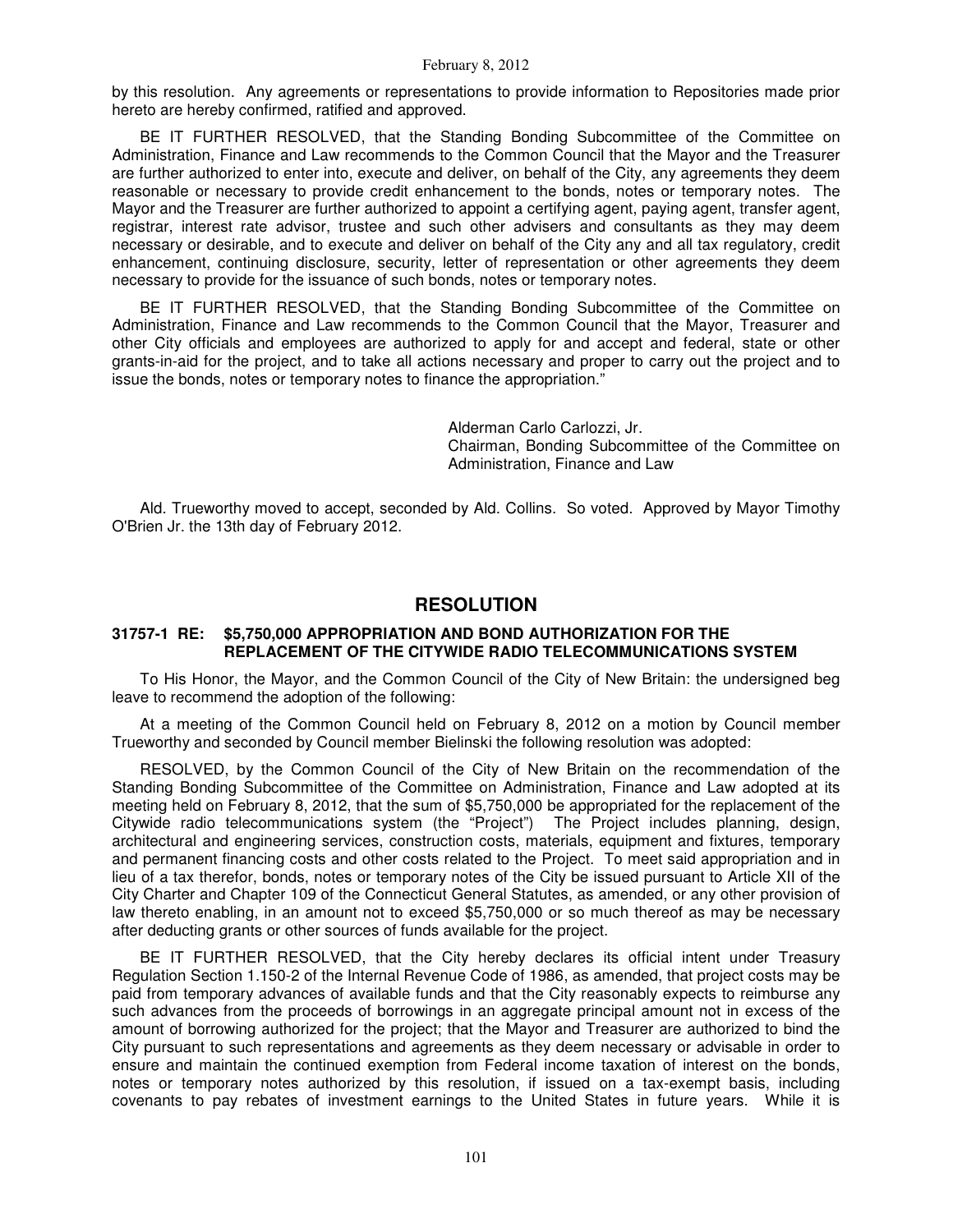by this resolution. Any agreements or representations to provide information to Repositories made prior hereto are hereby confirmed, ratified and approved.

BE IT FURTHER RESOLVED, that the Standing Bonding Subcommittee of the Committee on Administration, Finance and Law recommends to the Common Council that the Mayor and the Treasurer are further authorized to enter into, execute and deliver, on behalf of the City, any agreements they deem reasonable or necessary to provide credit enhancement to the bonds, notes or temporary notes. The Mayor and the Treasurer are further authorized to appoint a certifying agent, paying agent, transfer agent, registrar, interest rate advisor, trustee and such other advisers and consultants as they may deem necessary or desirable, and to execute and deliver on behalf of the City any and all tax regulatory, credit enhancement, continuing disclosure, security, letter of representation or other agreements they deem necessary to provide for the issuance of such bonds, notes or temporary notes.

BE IT FURTHER RESOLVED, that the Standing Bonding Subcommittee of the Committee on Administration, Finance and Law recommends to the Common Council that the Mayor, Treasurer and other City officials and employees are authorized to apply for and accept and federal, state or other grants-in-aid for the project, and to take all actions necessary and proper to carry out the project and to issue the bonds, notes or temporary notes to finance the appropriation."

Alderman Carlo Carlozzi, Jr.
Chairman, Bonding Subcommittee of the Committee on Administration, Finance and Law

Ald. Trueworthy moved to accept, seconded by Ald. Collins. So voted. Approved by Mayor Timothy O'Brien Jr. the 13th day of February 2012.

## RESOLUTION

**31757-1 RE: $5,750,000 APPROPRIATION AND BOND AUTHORIZATION FOR THE REPLACEMENT OF THE CITYWIDE RADIO TELECOMMUNICATIONS SYSTEM**

To His Honor, the Mayor, and the Common Council of the City of New Britain: the undersigned beg leave to recommend the adoption of the following:

At a meeting of the Common Council held on February 8, 2012 on a motion by Council member Trueworthy and seconded by Council member Bielinski the following resolution was adopted:

RESOLVED, by the Common Council of the City of New Britain on the recommendation of the Standing Bonding Subcommittee of the Committee on Administration, Finance and Law adopted at its meeting held on February 8, 2012, that the sum of $5,750,000 be appropriated for the replacement of the Citywide radio telecommunications system (the "Project") The Project includes planning, design, architectural and engineering services, construction costs, materials, equipment and fixtures, temporary and permanent financing costs and other costs related to the Project. To meet said appropriation and in lieu of a tax therefor, bonds, notes or temporary notes of the City be issued pursuant to Article XII of the City Charter and Chapter 109 of the Connecticut General Statutes, as amended, or any other provision of law thereto enabling, in an amount not to exceed $5,750,000 or so much thereof as may be necessary after deducting grants or other sources of funds available for the project.

BE IT FURTHER RESOLVED, that the City hereby declares its official intent under Treasury Regulation Section 1.150-2 of the Internal Revenue Code of 1986, as amended, that project costs may be paid from temporary advances of available funds and that the City reasonably expects to reimburse any such advances from the proceeds of borrowings in an aggregate principal amount not in excess of the amount of borrowing authorized for the project; that the Mayor and Treasurer are authorized to bind the City pursuant to such representations and agreements as they deem necessary or advisable in order to ensure and maintain the continued exemption from Federal income taxation of interest on the bonds, notes or temporary notes authorized by this resolution, if issued on a tax-exempt basis, including covenants to pay rebates of investment earnings to the United States in future years. While it is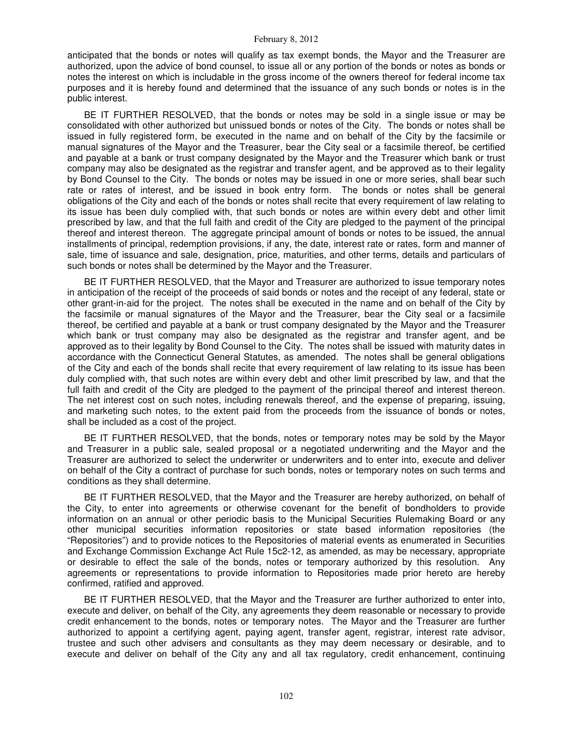anticipated that the bonds or notes will qualify as tax exempt bonds, the Mayor and the Treasurer are authorized, upon the advice of bond counsel, to issue all or any portion of the bonds or notes as bonds or notes the interest on which is includable in the gross income of the owners thereof for federal income tax purposes and it is hereby found and determined that the issuance of any such bonds or notes is in the public interest.

BE IT FURTHER RESOLVED, that the bonds or notes may be sold in a single issue or may be consolidated with other authorized but unissued bonds or notes of the City. The bonds or notes shall be issued in fully registered form, be executed in the name and on behalf of the City by the facsimile or manual signatures of the Mayor and the Treasurer, bear the City seal or a facsimile thereof, be certified and payable at a bank or trust company designated by the Mayor and the Treasurer which bank or trust company may also be designated as the registrar and transfer agent, and be approved as to their legality by Bond Counsel to the City. The bonds or notes may be issued in one or more series, shall bear such rate or rates of interest, and be issued in book entry form. The bonds or notes shall be general obligations of the City and each of the bonds or notes shall recite that every requirement of law relating to its issue has been duly complied with, that such bonds or notes are within every debt and other limit prescribed by law, and that the full faith and credit of the City are pledged to the payment of the principal thereof and interest thereon. The aggregate principal amount of bonds or notes to be issued, the annual installments of principal, redemption provisions, if any, the date, interest rate or rates, form and manner of sale, time of issuance and sale, designation, price, maturities, and other terms, details and particulars of such bonds or notes shall be determined by the Mayor and the Treasurer.

BE IT FURTHER RESOLVED, that the Mayor and Treasurer are authorized to issue temporary notes in anticipation of the receipt of the proceeds of said bonds or notes and the receipt of any federal, state or other grant-in-aid for the project. The notes shall be executed in the name and on behalf of the City by the facsimile or manual signatures of the Mayor and the Treasurer, bear the City seal or a facsimile thereof, be certified and payable at a bank or trust company designated by the Mayor and the Treasurer which bank or trust company may also be designated as the registrar and transfer agent, and be approved as to their legality by Bond Counsel to the City. The notes shall be issued with maturity dates in accordance with the Connecticut General Statutes, as amended. The notes shall be general obligations of the City and each of the bonds shall recite that every requirement of law relating to its issue has been duly complied with, that such notes are within every debt and other limit prescribed by law, and that the full faith and credit of the City are pledged to the payment of the principal thereof and interest thereon. The net interest cost on such notes, including renewals thereof, and the expense of preparing, issuing, and marketing such notes, to the extent paid from the proceeds from the issuance of bonds or notes, shall be included as a cost of the project.

BE IT FURTHER RESOLVED, that the bonds, notes or temporary notes may be sold by the Mayor and Treasurer in a public sale, sealed proposal or a negotiated underwriting and the Mayor and the Treasurer are authorized to select the underwriter or underwriters and to enter into, execute and deliver on behalf of the City a contract of purchase for such bonds, notes or temporary notes on such terms and conditions as they shall determine.

BE IT FURTHER RESOLVED, that the Mayor and the Treasurer are hereby authorized, on behalf of the City, to enter into agreements or otherwise covenant for the benefit of bondholders to provide information on an annual or other periodic basis to the Municipal Securities Rulemaking Board or any other municipal securities information repositories or state based information repositories (the "Repositories") and to provide notices to the Repositories of material events as enumerated in Securities and Exchange Commission Exchange Act Rule 15c2-12, as amended, as may be necessary, appropriate or desirable to effect the sale of the bonds, notes or temporary authorized by this resolution. Any agreements or representations to provide information to Repositories made prior hereto are hereby confirmed, ratified and approved.

BE IT FURTHER RESOLVED, that the Mayor and the Treasurer are further authorized to enter into, execute and deliver, on behalf of the City, any agreements they deem reasonable or necessary to provide credit enhancement to the bonds, notes or temporary notes. The Mayor and the Treasurer are further authorized to appoint a certifying agent, paying agent, transfer agent, registrar, interest rate advisor, trustee and such other advisers and consultants as they may deem necessary or desirable, and to execute and deliver on behalf of the City any and all tax regulatory, credit enhancement, continuing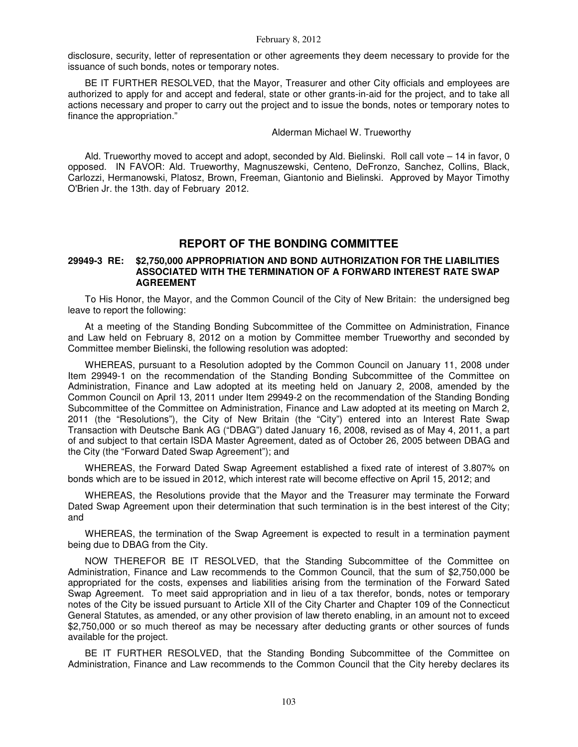disclosure, security, letter of representation or other agreements they deem necessary to provide for the issuance of such bonds, notes or temporary notes.

BE IT FURTHER RESOLVED, that the Mayor, Treasurer and other City officials and employees are authorized to apply for and accept and federal, state or other grants-in-aid for the project, and to take all actions necessary and proper to carry out the project and to issue the bonds, notes or temporary notes to finance the appropriation."

Alderman Michael W. Trueworthy

Ald. Trueworthy moved to accept and adopt, seconded by Ald. Bielinski. Roll call vote – 14 in favor, 0 opposed. IN FAVOR: Ald. Trueworthy, Magnuszewski, Centeno, DeFronzo, Sanchez, Collins, Black, Carlozzi, Hermanowski, Platosz, Brown, Freeman, Giantonio and Bielinski. Approved by Mayor Timothy O'Brien Jr. the 13th. day of February 2012.

## REPORT OF THE BONDING COMMITTEE

**29949-3 RE: $2,750,000 APPROPRIATION AND BOND AUTHORIZATION FOR THE LIABILITIES ASSOCIATED WITH THE TERMINATION OF A FORWARD INTEREST RATE SWAP AGREEMENT**

To His Honor, the Mayor, and the Common Council of the City of New Britain: the undersigned beg leave to report the following:

At a meeting of the Standing Bonding Subcommittee of the Committee on Administration, Finance and Law held on February 8, 2012 on a motion by Committee member Trueworthy and seconded by Committee member Bielinski, the following resolution was adopted:

WHEREAS, pursuant to a Resolution adopted by the Common Council on January 11, 2008 under Item 29949-1 on the recommendation of the Standing Bonding Subcommittee of the Committee on Administration, Finance and Law adopted at its meeting held on January 2, 2008, amended by the Common Council on April 13, 2011 under Item 29949-2 on the recommendation of the Standing Bonding Subcommittee of the Committee on Administration, Finance and Law adopted at its meeting on March 2, 2011 (the "Resolutions"), the City of New Britain (the "City") entered into an Interest Rate Swap Transaction with Deutsche Bank AG ("DBAG") dated January 16, 2008, revised as of May 4, 2011, a part of and subject to that certain ISDA Master Agreement, dated as of October 26, 2005 between DBAG and the City (the "Forward Dated Swap Agreement"); and

WHEREAS, the Forward Dated Swap Agreement established a fixed rate of interest of 3.807% on bonds which are to be issued in 2012, which interest rate will become effective on April 15, 2012; and

WHEREAS, the Resolutions provide that the Mayor and the Treasurer may terminate the Forward Dated Swap Agreement upon their determination that such termination is in the best interest of the City; and

WHEREAS, the termination of the Swap Agreement is expected to result in a termination payment being due to DBAG from the City.

NOW THEREFOR BE IT RESOLVED, that the Standing Subcommittee of the Committee on Administration, Finance and Law recommends to the Common Council, that the sum of $2,750,000 be appropriated for the costs, expenses and liabilities arising from the termination of the Forward Sated Swap Agreement. To meet said appropriation and in lieu of a tax therefor, bonds, notes or temporary notes of the City be issued pursuant to Article XII of the City Charter and Chapter 109 of the Connecticut General Statutes, as amended, or any other provision of law thereto enabling, in an amount not to exceed $2,750,000 or so much thereof as may be necessary after deducting grants or other sources of funds available for the project.

BE IT FURTHER RESOLVED, that the Standing Bonding Subcommittee of the Committee on Administration, Finance and Law recommends to the Common Council that the City hereby declares its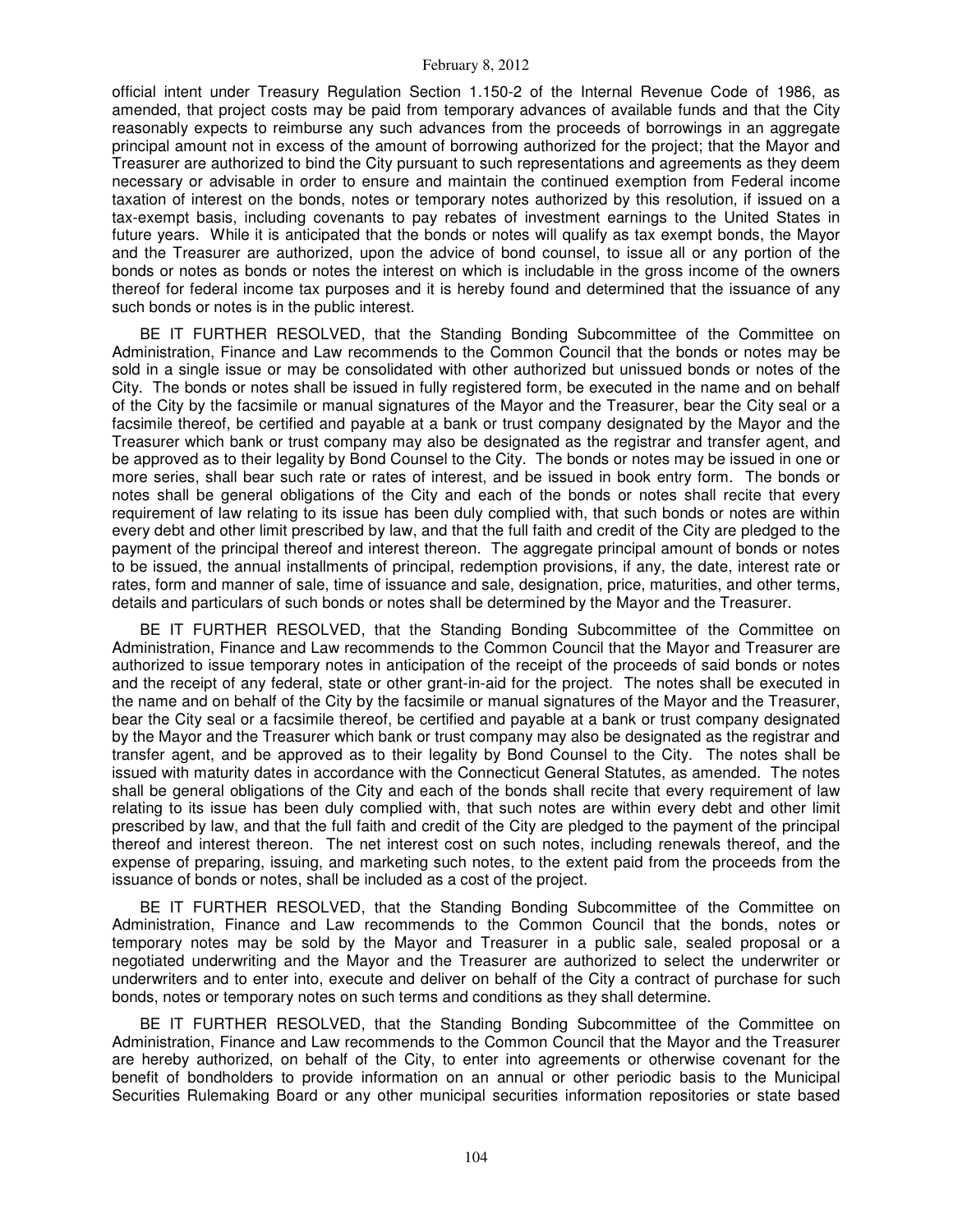official intent under Treasury Regulation Section 1.150-2 of the Internal Revenue Code of 1986, as amended, that project costs may be paid from temporary advances of available funds and that the City reasonably expects to reimburse any such advances from the proceeds of borrowings in an aggregate principal amount not in excess of the amount of borrowing authorized for the project; that the Mayor and Treasurer are authorized to bind the City pursuant to such representations and agreements as they deem necessary or advisable in order to ensure and maintain the continued exemption from Federal income taxation of interest on the bonds, notes or temporary notes authorized by this resolution, if issued on a tax-exempt basis, including covenants to pay rebates of investment earnings to the United States in future years. While it is anticipated that the bonds or notes will qualify as tax exempt bonds, the Mayor and the Treasurer are authorized, upon the advice of bond counsel, to issue all or any portion of the bonds or notes as bonds or notes the interest on which is includable in the gross income of the owners thereof for federal income tax purposes and it is hereby found and determined that the issuance of any such bonds or notes is in the public interest.

BE IT FURTHER RESOLVED, that the Standing Bonding Subcommittee of the Committee on Administration, Finance and Law recommends to the Common Council that the bonds or notes may be sold in a single issue or may be consolidated with other authorized but unissued bonds or notes of the City. The bonds or notes shall be issued in fully registered form, be executed in the name and on behalf of the City by the facsimile or manual signatures of the Mayor and the Treasurer, bear the City seal or a facsimile thereof, be certified and payable at a bank or trust company designated by the Mayor and the Treasurer which bank or trust company may also be designated as the registrar and transfer agent, and be approved as to their legality by Bond Counsel to the City. The bonds or notes may be issued in one or more series, shall bear such rate or rates of interest, and be issued in book entry form. The bonds or notes shall be general obligations of the City and each of the bonds or notes shall recite that every requirement of law relating to its issue has been duly complied with, that such bonds or notes are within every debt and other limit prescribed by law, and that the full faith and credit of the City are pledged to the payment of the principal thereof and interest thereon. The aggregate principal amount of bonds or notes to be issued, the annual installments of principal, redemption provisions, if any, the date, interest rate or rates, form and manner of sale, time of issuance and sale, designation, price, maturities, and other terms, details and particulars of such bonds or notes shall be determined by the Mayor and the Treasurer.

BE IT FURTHER RESOLVED, that the Standing Bonding Subcommittee of the Committee on Administration, Finance and Law recommends to the Common Council that the Mayor and Treasurer are authorized to issue temporary notes in anticipation of the receipt of the proceeds of said bonds or notes and the receipt of any federal, state or other grant-in-aid for the project. The notes shall be executed in the name and on behalf of the City by the facsimile or manual signatures of the Mayor and the Treasurer, bear the City seal or a facsimile thereof, be certified and payable at a bank or trust company designated by the Mayor and the Treasurer which bank or trust company may also be designated as the registrar and transfer agent, and be approved as to their legality by Bond Counsel to the City. The notes shall be issued with maturity dates in accordance with the Connecticut General Statutes, as amended. The notes shall be general obligations of the City and each of the bonds shall recite that every requirement of law relating to its issue has been duly complied with, that such notes are within every debt and other limit prescribed by law, and that the full faith and credit of the City are pledged to the payment of the principal thereof and interest thereon. The net interest cost on such notes, including renewals thereof, and the expense of preparing, issuing, and marketing such notes, to the extent paid from the proceeds from the issuance of bonds or notes, shall be included as a cost of the project.

BE IT FURTHER RESOLVED, that the Standing Bonding Subcommittee of the Committee on Administration, Finance and Law recommends to the Common Council that the bonds, notes or temporary notes may be sold by the Mayor and Treasurer in a public sale, sealed proposal or a negotiated underwriting and the Mayor and the Treasurer are authorized to select the underwriter or underwriters and to enter into, execute and deliver on behalf of the City a contract of purchase for such bonds, notes or temporary notes on such terms and conditions as they shall determine.

BE IT FURTHER RESOLVED, that the Standing Bonding Subcommittee of the Committee on Administration, Finance and Law recommends to the Common Council that the Mayor and the Treasurer are hereby authorized, on behalf of the City, to enter into agreements or otherwise covenant for the benefit of bondholders to provide information on an annual or other periodic basis to the Municipal Securities Rulemaking Board or any other municipal securities information repositories or state based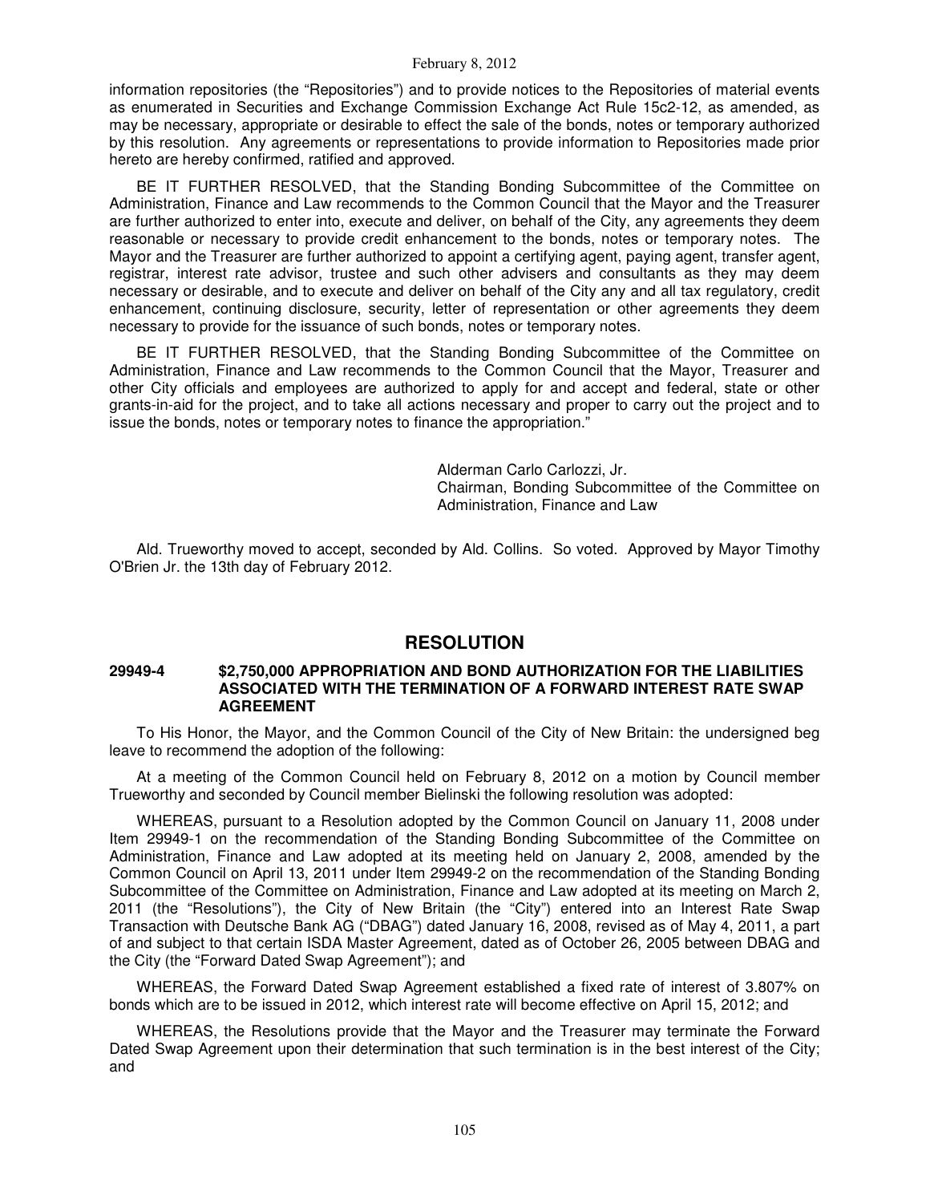information repositories (the "Repositories") and to provide notices to the Repositories of material events as enumerated in Securities and Exchange Commission Exchange Act Rule 15c2-12, as amended, as may be necessary, appropriate or desirable to effect the sale of the bonds, notes or temporary authorized by this resolution. Any agreements or representations to provide information to Repositories made prior hereto are hereby confirmed, ratified and approved.

BE IT FURTHER RESOLVED, that the Standing Bonding Subcommittee of the Committee on Administration, Finance and Law recommends to the Common Council that the Mayor and the Treasurer are further authorized to enter into, execute and deliver, on behalf of the City, any agreements they deem reasonable or necessary to provide credit enhancement to the bonds, notes or temporary notes. The Mayor and the Treasurer are further authorized to appoint a certifying agent, paying agent, transfer agent, registrar, interest rate advisor, trustee and such other advisers and consultants as they may deem necessary or desirable, and to execute and deliver on behalf of the City any and all tax regulatory, credit enhancement, continuing disclosure, security, letter of representation or other agreements they deem necessary to provide for the issuance of such bonds, notes or temporary notes.

BE IT FURTHER RESOLVED, that the Standing Bonding Subcommittee of the Committee on Administration, Finance and Law recommends to the Common Council that the Mayor, Treasurer and other City officials and employees are authorized to apply for and accept and federal, state or other grants-in-aid for the project, and to take all actions necessary and proper to carry out the project and to issue the bonds, notes or temporary notes to finance the appropriation."

Alderman Carlo Carlozzi, Jr.
Chairman, Bonding Subcommittee of the Committee on Administration, Finance and Law

Ald. Trueworthy moved to accept, seconded by Ald. Collins. So voted. Approved by Mayor Timothy O'Brien Jr. the 13th day of February 2012.

## RESOLUTION

**29949-4 $2,750,000 APPROPRIATION AND BOND AUTHORIZATION FOR THE LIABILITIES ASSOCIATED WITH THE TERMINATION OF A FORWARD INTEREST RATE SWAP AGREEMENT**

To His Honor, the Mayor, and the Common Council of the City of New Britain: the undersigned beg leave to recommend the adoption of the following:

At a meeting of the Common Council held on February 8, 2012 on a motion by Council member Trueworthy and seconded by Council member Bielinski the following resolution was adopted:

WHEREAS, pursuant to a Resolution adopted by the Common Council on January 11, 2008 under Item 29949-1 on the recommendation of the Standing Bonding Subcommittee of the Committee on Administration, Finance and Law adopted at its meeting held on January 2, 2008, amended by the Common Council on April 13, 2011 under Item 29949-2 on the recommendation of the Standing Bonding Subcommittee of the Committee on Administration, Finance and Law adopted at its meeting on March 2, 2011 (the "Resolutions"), the City of New Britain (the "City") entered into an Interest Rate Swap Transaction with Deutsche Bank AG ("DBAG") dated January 16, 2008, revised as of May 4, 2011, a part of and subject to that certain ISDA Master Agreement, dated as of October 26, 2005 between DBAG and the City (the "Forward Dated Swap Agreement"); and

WHEREAS, the Forward Dated Swap Agreement established a fixed rate of interest of 3.807% on bonds which are to be issued in 2012, which interest rate will become effective on April 15, 2012; and

WHEREAS, the Resolutions provide that the Mayor and the Treasurer may terminate the Forward Dated Swap Agreement upon their determination that such termination is in the best interest of the City; and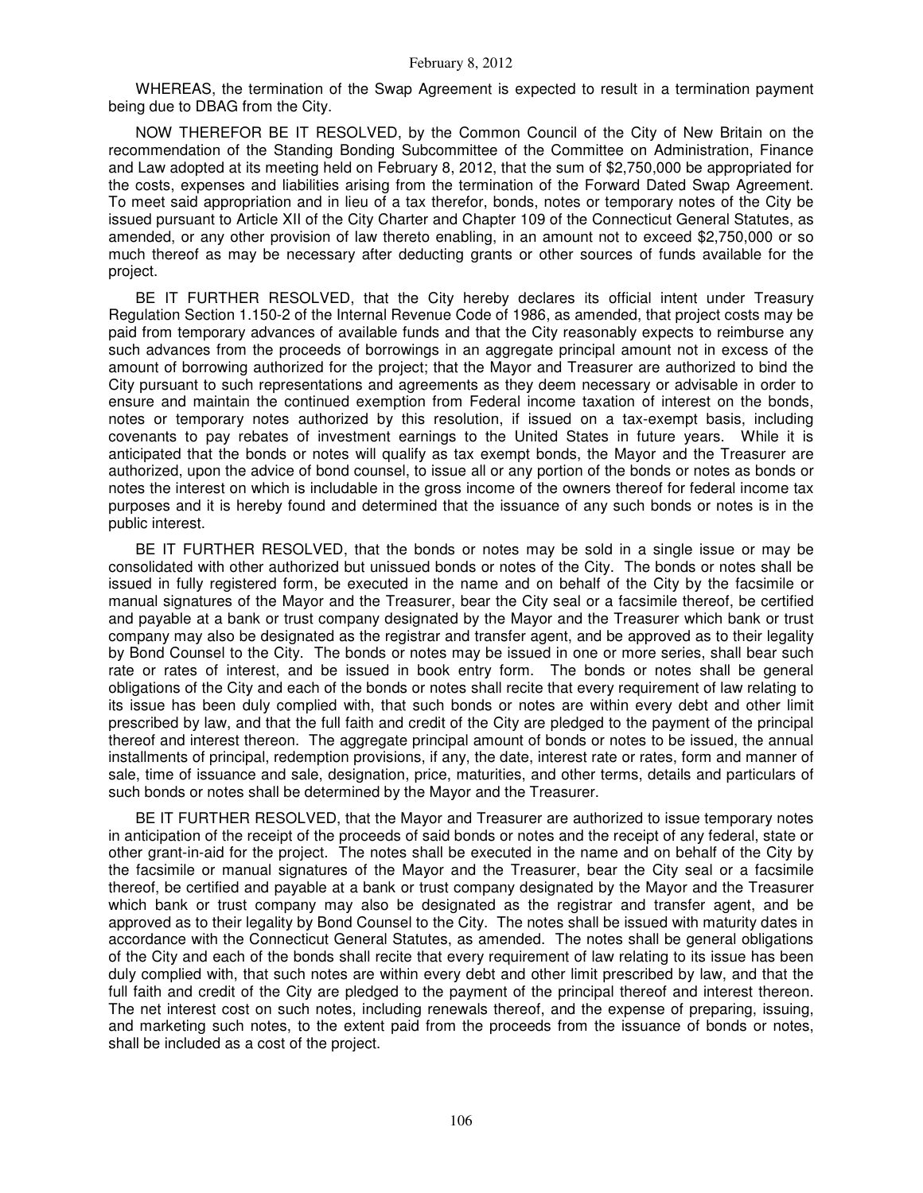WHEREAS, the termination of the Swap Agreement is expected to result in a termination payment being due to DBAG from the City.

NOW THEREFOR BE IT RESOLVED, by the Common Council of the City of New Britain on the recommendation of the Standing Bonding Subcommittee of the Committee on Administration, Finance and Law adopted at its meeting held on February 8, 2012, that the sum of $2,750,000 be appropriated for the costs, expenses and liabilities arising from the termination of the Forward Dated Swap Agreement. To meet said appropriation and in lieu of a tax therefor, bonds, notes or temporary notes of the City be issued pursuant to Article XII of the City Charter and Chapter 109 of the Connecticut General Statutes, as amended, or any other provision of law thereto enabling, in an amount not to exceed $2,750,000 or so much thereof as may be necessary after deducting grants or other sources of funds available for the project.

BE IT FURTHER RESOLVED, that the City hereby declares its official intent under Treasury Regulation Section 1.150-2 of the Internal Revenue Code of 1986, as amended, that project costs may be paid from temporary advances of available funds and that the City reasonably expects to reimburse any such advances from the proceeds of borrowings in an aggregate principal amount not in excess of the amount of borrowing authorized for the project; that the Mayor and Treasurer are authorized to bind the City pursuant to such representations and agreements as they deem necessary or advisable in order to ensure and maintain the continued exemption from Federal income taxation of interest on the bonds, notes or temporary notes authorized by this resolution, if issued on a tax-exempt basis, including covenants to pay rebates of investment earnings to the United States in future years. While it is anticipated that the bonds or notes will qualify as tax exempt bonds, the Mayor and the Treasurer are authorized, upon the advice of bond counsel, to issue all or any portion of the bonds or notes as bonds or notes the interest on which is includable in the gross income of the owners thereof for federal income tax purposes and it is hereby found and determined that the issuance of any such bonds or notes is in the public interest.

BE IT FURTHER RESOLVED, that the bonds or notes may be sold in a single issue or may be consolidated with other authorized but unissued bonds or notes of the City. The bonds or notes shall be issued in fully registered form, be executed in the name and on behalf of the City by the facsimile or manual signatures of the Mayor and the Treasurer, bear the City seal or a facsimile thereof, be certified and payable at a bank or trust company designated by the Mayor and the Treasurer which bank or trust company may also be designated as the registrar and transfer agent, and be approved as to their legality by Bond Counsel to the City. The bonds or notes may be issued in one or more series, shall bear such rate or rates of interest, and be issued in book entry form. The bonds or notes shall be general obligations of the City and each of the bonds or notes shall recite that every requirement of law relating to its issue has been duly complied with, that such bonds or notes are within every debt and other limit prescribed by law, and that the full faith and credit of the City are pledged to the payment of the principal thereof and interest thereon. The aggregate principal amount of bonds or notes to be issued, the annual installments of principal, redemption provisions, if any, the date, interest rate or rates, form and manner of sale, time of issuance and sale, designation, price, maturities, and other terms, details and particulars of such bonds or notes shall be determined by the Mayor and the Treasurer.

BE IT FURTHER RESOLVED, that the Mayor and Treasurer are authorized to issue temporary notes in anticipation of the receipt of the proceeds of said bonds or notes and the receipt of any federal, state or other grant-in-aid for the project. The notes shall be executed in the name and on behalf of the City by the facsimile or manual signatures of the Mayor and the Treasurer, bear the City seal or a facsimile thereof, be certified and payable at a bank or trust company designated by the Mayor and the Treasurer which bank or trust company may also be designated as the registrar and transfer agent, and be approved as to their legality by Bond Counsel to the City. The notes shall be issued with maturity dates in accordance with the Connecticut General Statutes, as amended. The notes shall be general obligations of the City and each of the bonds shall recite that every requirement of law relating to its issue has been duly complied with, that such notes are within every debt and other limit prescribed by law, and that the full faith and credit of the City are pledged to the payment of the principal thereof and interest thereon. The net interest cost on such notes, including renewals thereof, and the expense of preparing, issuing, and marketing such notes, to the extent paid from the proceeds from the issuance of bonds or notes, shall be included as a cost of the project.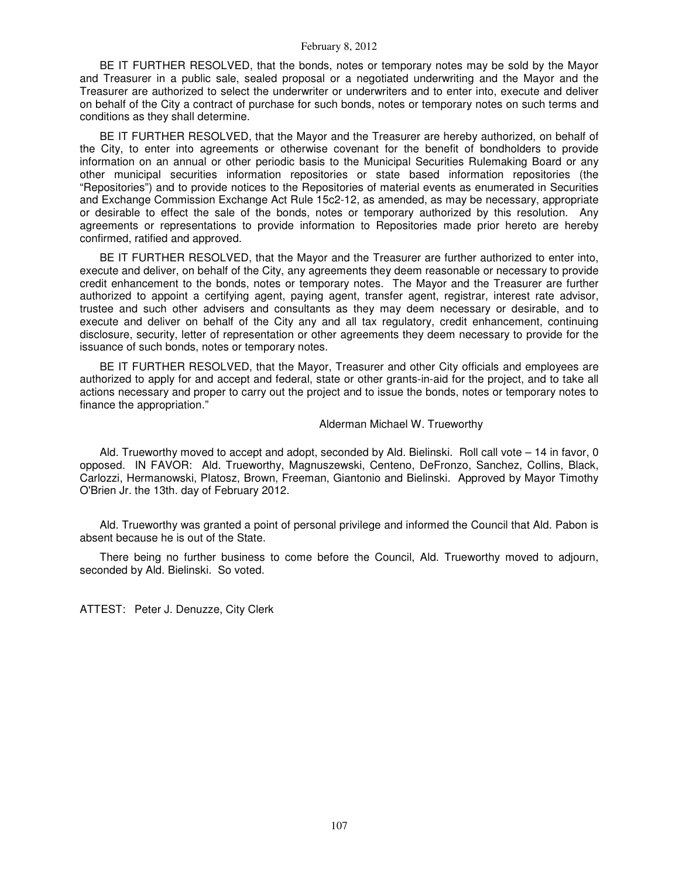BE IT FURTHER RESOLVED, that the bonds, notes or temporary notes may be sold by the Mayor and Treasurer in a public sale, sealed proposal or a negotiated underwriting and the Mayor and the Treasurer are authorized to select the underwriter or underwriters and to enter into, execute and deliver on behalf of the City a contract of purchase for such bonds, notes or temporary notes on such terms and conditions as they shall determine.

BE IT FURTHER RESOLVED, that the Mayor and the Treasurer are hereby authorized, on behalf of the City, to enter into agreements or otherwise covenant for the benefit of bondholders to provide information on an annual or other periodic basis to the Municipal Securities Rulemaking Board or any other municipal securities information repositories or state based information repositories (the "Repositories") and to provide notices to the Repositories of material events as enumerated in Securities and Exchange Commission Exchange Act Rule 15c2-12, as amended, as may be necessary, appropriate or desirable to effect the sale of the bonds, notes or temporary authorized by this resolution. Any agreements or representations to provide information to Repositories made prior hereto are hereby confirmed, ratified and approved.

BE IT FURTHER RESOLVED, that the Mayor and the Treasurer are further authorized to enter into, execute and deliver, on behalf of the City, any agreements they deem reasonable or necessary to provide credit enhancement to the bonds, notes or temporary notes. The Mayor and the Treasurer are further authorized to appoint a certifying agent, paying agent, transfer agent, registrar, interest rate advisor, trustee and such other advisers and consultants as they may deem necessary or desirable, and to execute and deliver on behalf of the City any and all tax regulatory, credit enhancement, continuing disclosure, security, letter of representation or other agreements they deem necessary to provide for the issuance of such bonds, notes or temporary notes.

BE IT FURTHER RESOLVED, that the Mayor, Treasurer and other City officials and employees are authorized to apply for and accept and federal, state or other grants-in-aid for the project, and to take all actions necessary and proper to carry out the project and to issue the bonds, notes or temporary notes to finance the appropriation."

Alderman Michael W. Trueworthy

Ald. Trueworthy moved to accept and adopt, seconded by Ald. Bielinski. Roll call vote – 14 in favor, 0 opposed. IN FAVOR: Ald. Trueworthy, Magnuszewski, Centeno, DeFronzo, Sanchez, Collins, Black, Carlozzi, Hermanowski, Platosz, Brown, Freeman, Giantonio and Bielinski. Approved by Mayor Timothy O'Brien Jr. the 13th. day of February 2012.

Ald. Trueworthy was granted a point of personal privilege and informed the Council that Ald. Pabon is absent because he is out of the State.

There being no further business to come before the Council, Ald. Trueworthy moved to adjourn, seconded by Ald. Bielinski. So voted.

ATTEST: Peter J. Denuzze, City Clerk